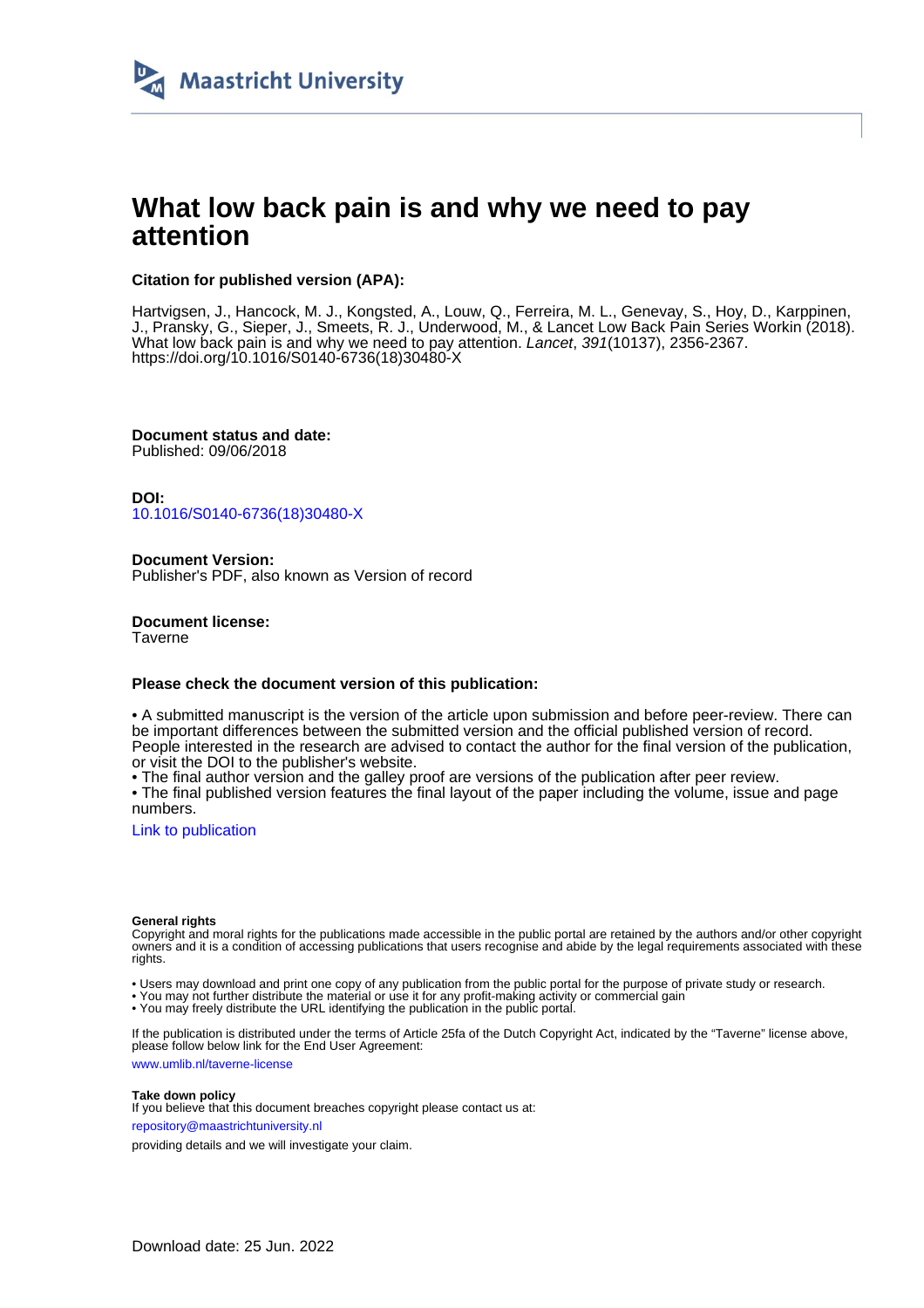Maastricht University

# What low back pain is and why we need to pay attention

**Citation for published version (APA):**

Hartvigsen, J., Hancock, M. J., Kongsted, A., Louw, Q., Ferreira, M. L., Genevay, S., Hoy, D., Karppinen, J., Pransky, G., Sieper, J., Smeets, R. J., Underwood, M., & Lancet Low Back Pain Series Workin (2018). What low back pain is and why we need to pay attention. *Lancet*, *391*(10137), 2356-2367. https://doi.org/10.1016/S0140-6736(18)30480-X

**Document status and date:**
Published: 09/06/2018

**DOI:**
10.1016/S0140-6736(18)30480-X

**Document Version:**
Publisher's PDF, also known as Version of record

**Document license:**
Taverne

**Please check the document version of this publication:**

• A submitted manuscript is the version of the article upon submission and before peer-review. There can be important differences between the submitted version and the official published version of record. People interested in the research are advised to contact the author for the final version of the publication, or visit the DOI to the publisher's website.
• The final author version and the galley proof are versions of the publication after peer review.
• The final published version features the final layout of the paper including the volume, issue and page numbers.

Link to publication

**General rights**
Copyright and moral rights for the publications made accessible in the public portal are retained by the authors and/or other copyright owners and it is a condition of accessing publications that users recognise and abide by the legal requirements associated with these rights.

• Users may download and print one copy of any publication from the public portal for the purpose of private study or research.
• You may not further distribute the material or use it for any profit-making activity or commercial gain
• You may freely distribute the URL identifying the publication in the public portal.

If the publication is distributed under the terms of Article 25fa of the Dutch Copyright Act, indicated by the "Taverne" license above, please follow below link for the End User Agreement:

www.umlib.nl/taverne-license

**Take down policy**
If you believe that this document breaches copyright please contact us at:

repository@maastrichtuniversity.nl

providing details and we will investigate your claim.

Download date: 25 Jun. 2022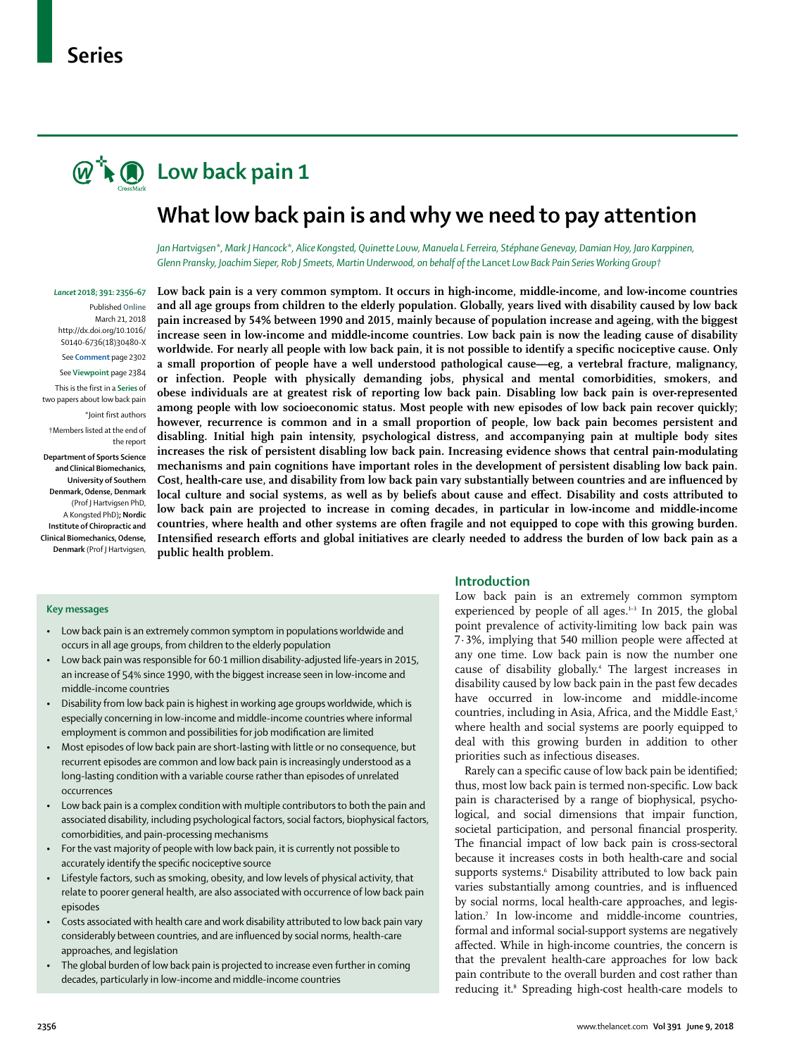# Series

# Low back pain 1

## What low back pain is and why we need to pay attention

*Jan Hartvigsen\*, Mark J Hancock\*, Alice Kongsted, Quinette Louw, Manuela L Ferreira, Stéphane Genevay, Damian Hoy, Jaro Karppinen, Glenn Pransky, Joachim Sieper, Rob J Smeets, Martin Underwood, on behalf of the* Lancet *Low Back Pain Series Working Group†*

*Lancet* 2018; 391: 2356–67

Published Online March 21, 2018 http://dx.doi.org/10.1016/S0140-6736(18)30480-X

See **Comment** page 2302

See **Viewpoint** page 2384

This is the first in a **Series** of two papers about low back pain

\*Joint first authors

†Members listed at the end of the report

**Department of Sports Science and Clinical Biomechanics, University of Southern Denmark, Odense, Denmark** (Prof J Hartvigsen PhD, A Kongsted PhD)**; Nordic Institute of Chiropractic and Clinical Biomechanics, Odense, Denmark** (Prof J Hartvigsen,

**Low back pain is a very common symptom. It occurs in high-income, middle-income, and low-income countries and all age groups from children to the elderly population. Globally, years lived with disability caused by low back pain increased by 54% between 1990 and 2015, mainly because of population increase and ageing, with the biggest increase seen in low-income and middle-income countries. Low back pain is now the leading cause of disability worldwide. For nearly all people with low back pain, it is not possible to identify a specific nociceptive cause. Only a small proportion of people have a well understood pathological cause—eg, a vertebral fracture, malignancy, or infection. People with physically demanding jobs, physical and mental comorbidities, smokers, and obese individuals are at greatest risk of reporting low back pain. Disabling low back pain is over-represented among people with low socioeconomic status. Most people with new episodes of low back pain recover quickly; however, recurrence is common and in a small proportion of people, low back pain becomes persistent and disabling. Initial high pain intensity, psychological distress, and accompanying pain at multiple body sites increases the risk of persistent disabling low back pain. Increasing evidence shows that central pain-modulating mechanisms and pain cognitions have important roles in the development of persistent disabling low back pain. Cost, health-care use, and disability from low back pain vary substantially between countries and are influenced by local culture and social systems, as well as by beliefs about cause and effect. Disability and costs attributed to low back pain are projected to increase in coming decades, in particular in low-income and middle-income countries, where health and other systems are often fragile and not equipped to cope with this growing burden. Intensified research efforts and global initiatives are clearly needed to address the burden of low back pain as a public health problem.**

### Key messages

- Low back pain is an extremely common symptom in populations worldwide and occurs in all age groups, from children to the elderly population
- Low back pain was responsible for 60·1 million disability-adjusted life-years in 2015, an increase of 54% since 1990, with the biggest increase seen in low-income and middle-income countries
- Disability from low back pain is highest in working age groups worldwide, which is especially concerning in low-income and middle-income countries where informal employment is common and possibilities for job modification are limited
- Most episodes of low back pain are short-lasting with little or no consequence, but recurrent episodes are common and low back pain is increasingly understood as a long-lasting condition with a variable course rather than episodes of unrelated occurrences
- Low back pain is a complex condition with multiple contributors to both the pain and associated disability, including psychological factors, social factors, biophysical factors, comorbidities, and pain-processing mechanisms
- For the vast majority of people with low back pain, it is currently not possible to accurately identify the specific nociceptive source
- Lifestyle factors, such as smoking, obesity, and low levels of physical activity, that relate to poorer general health, are also associated with occurrence of low back pain episodes
- Costs associated with health care and work disability attributed to low back pain vary considerably between countries, and are influenced by social norms, health-care approaches, and legislation
- The global burden of low back pain is projected to increase even further in coming decades, particularly in low-income and middle-income countries

## Introduction

Low back pain is an extremely common symptom experienced by people of all ages.[1–3] In 2015, the global point prevalence of activity-limiting low back pain was 7·3%, implying that 540 million people were affected at any one time. Low back pain is now the number one cause of disability globally.[4] The largest increases in disability caused by low back pain in the past few decades have occurred in low-income and middle-income countries, including in Asia, Africa, and the Middle East,[5] where health and social systems are poorly equipped to deal with this growing burden in addition to other priorities such as infectious diseases.

Rarely can a specific cause of low back pain be identified; thus, most low back pain is termed non-specific. Low back pain is characterised by a range of biophysical, psychological, and social dimensions that impair function, societal participation, and personal financial prosperity. The financial impact of low back pain is cross-sectoral because it increases costs in both health-care and social supports systems.[6] Disability attributed to low back pain varies substantially among countries, and is influenced by social norms, local health-care approaches, and legislation.[7] In low-income and middle-income countries, formal and informal social-support systems are negatively affected. While in high-income countries, the concern is that the prevalent health-care approaches for low back pain contribute to the overall burden and cost rather than reducing it.[8] Spreading high-cost health-care models to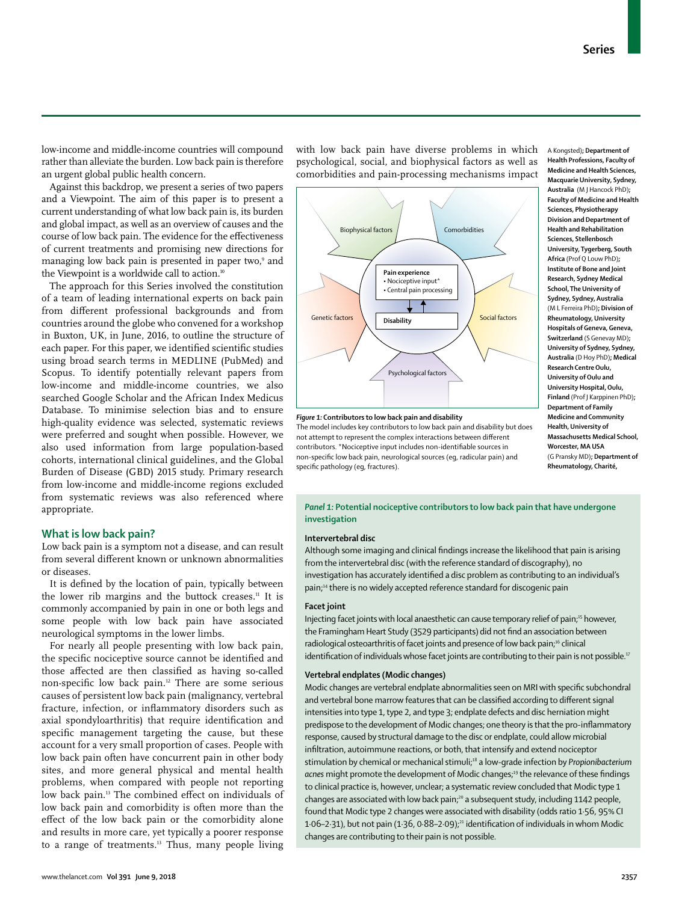low-income and middle-income countries will compound rather than alleviate the burden. Low back pain is therefore an urgent global public health concern.

Against this backdrop, we present a series of two papers and a Viewpoint. The aim of this paper is to present a current understanding of what low back pain is, its burden and global impact, as well as an overview of causes and the course of low back pain. The evidence for the effectiveness of current treatments and promising new directions for managing low back pain is presented in paper two,[9] and the Viewpoint is a worldwide call to action.[10]

The approach for this Series involved the constitution of a team of leading international experts on back pain from different professional backgrounds and from countries around the globe who convened for a workshop in Buxton, UK, in June, 2016, to outline the structure of each paper. For this paper, we identified scientific studies using broad search terms in MEDLINE (PubMed) and Scopus. To identify potentially relevant papers from low-income and middle-income countries, we also searched Google Scholar and the African Index Medicus Database. To minimise selection bias and to ensure high-quality evidence was selected, systematic reviews were preferred and sought when possible. However, we also used information from large population-based cohorts, international clinical guidelines, and the Global Burden of Disease (GBD) 2015 study. Primary research from low-income and middle-income regions excluded from systematic reviews was also referenced where appropriate.

## What is low back pain?

Low back pain is a symptom not a disease, and can result from several different known or unknown abnormalities or diseases.

It is defined by the location of pain, typically between the lower rib margins and the buttock creases.[11] It is commonly accompanied by pain in one or both legs and some people with low back pain have associated neurological symptoms in the lower limbs.

For nearly all people presenting with low back pain, the specific nociceptive source cannot be identified and those affected are then classified as having so-called non-specific low back pain.[12] There are some serious causes of persistent low back pain (malignancy, vertebral fracture, infection, or inflammatory disorders such as axial spondyloarthritis) that require identification and specific management targeting the cause, but these account for a very small proportion of cases. People with low back pain often have concurrent pain in other body sites, and more general physical and mental health problems, when compared with people not reporting low back pain.[13] The combined effect on individuals of low back pain and comorbidity is often more than the effect of the low back pain or the comorbidity alone and results in more care, yet typically a poorer response to a range of treatments.[13] Thus, many people living with low back pain have diverse problems in which psychological, social, and biophysical factors as well as comorbidities and pain-processing mechanisms impact

Biophysical factors
Comorbidities
Pain experience
• Nociceptive input*
• Central pain processing
Disability
Genetic factors
Social factors
Psychological factors

*Figure 1:* **Contributors to low back pain and disability**
The model includes key contributors to low back pain and disability but does not attempt to represent the complex interactions between different contributors. *Nociceptive input includes non-identifiable sources in non-specific low back pain, neurological sources (eg, radicular pain) and specific pathology (eg, fractures).

A Kongsted); **Department of Health Professions, Faculty of Medicine and Health Sciences, Macquarie University, Sydney, Australia** (M J Hancock PhD); **Faculty of Medicine and Health Sciences, Physiotherapy Division and Department of Health and Rehabilitation Sciences, Stellenbosch University, Tygerberg, South Africa** (Prof Q Louw PhD); **Institute of Bone and Joint Research, Sydney Medical School, The University of Sydney, Sydney, Australia** (M L Ferreira PhD); **Division of Rheumatology, University Hospitals of Geneva, Geneva, Switzerland** (S Genevay MD); **University of Sydney, Sydney, Australia** (D Hoy PhD); **Medical Research Centre Oulu, University of Oulu and University Hospital, Oulu, Finland** (Prof J Karppinen PhD); **Department of Family Medicine and Community Health, University of Massachusetts Medical School, Worcester, MA USA** (G Pransky MD); **Department of Rheumatology, Charité,**

### *Panel 1:* Potential nociceptive contributors to low back pain that have undergone investigation

**Intervertebral disc**

Although some imaging and clinical findings increase the likelihood that pain is arising from the intervertebral disc (with the reference standard of discography), no investigation has accurately identified a disc problem as contributing to an individual's pain;[14] there is no widely accepted reference standard for discogenic pain

**Facet joint**

Injecting facet joints with local anaesthetic can cause temporary relief of pain;[15] however, the Framingham Heart Study (3529 participants) did not find an association between radiological osteoarthritis of facet joints and presence of low back pain;[16] clinical identification of individuals whose facet joints are contributing to their pain is not possible.[17]

**Vertebral endplates (Modic changes)**

Modic changes are vertebral endplate abnormalities seen on MRI with specific subchondral and vertebral bone marrow features that can be classified according to different signal intensities into type 1, type 2, and type 3; endplate defects and disc herniation might predispose to the development of Modic changes; one theory is that the pro-inflammatory response, caused by structural damage to the disc or endplate, could allow microbial infiltration, autoimmune reactions, or both, that intensify and extend nociceptor stimulation by chemical or mechanical stimuli;[18] a low-grade infection by *Propionibacterium acnes* might promote the development of Modic changes;[19] the relevance of these findings to clinical practice is, however, unclear; a systematic review concluded that Modic type 1 changes are associated with low back pain;[20] a subsequent study, including 1142 people, found that Modic type 2 changes were associated with disability (odds ratio 1·56, 95% CI 1·06–2·31), but not pain (1·36, 0·88–2·09);[21] identification of individuals in whom Modic changes are contributing to their pain is not possible.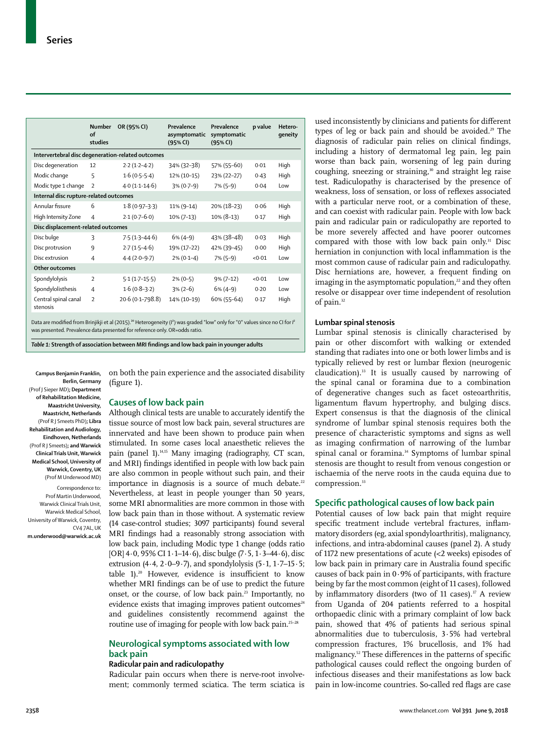| | Number of studies | OR (95% CI) | Prevalence asymptomatic (95% CI) | Prevalence symptomatic (95% CI) | p value | Hetero-geneity |
|---|---|---|---|---|---|---|
| **Intervertebral disc degeneration-related outcomes** | | | | | | |
| Disc degeneration | 12 | 2·2 (1·2–4·2) | 34% (32–38) | 57% (55–60) | 0·01 | High |
| Modic change | 5 | 1·6 (0·5–5·4) | 12% (10–15) | 23% (22–27) | 0·43 | High |
| Modic type 1 change | 2 | 4·0 (1·1–14·6) | 3% (0·7–9) | 7% (5–9) | 0·04 | Low |
| **Internal disc rupture-related outcomes** | | | | | | |
| Annular fissure | 6 | 1·8 (0·97–3·3) | 11% (9–14) | 20% (18–23) | 0·06 | High |
| High Intensity Zone | 4 | 2·1 (0·7–6·0) | 10% (7–13) | 10% (8–13) | 0·17 | High |
| **Disc displacement-related outcomes** | | | | | | |
| Disc bulge | 3 | 7·5 (1·3–44·6) | 6% (4–9) | 43% (38–48) | 0·03 | High |
| Disc protrusion | 9 | 2·7 (1·5–4·6) | 19% (17–22) | 42% (39–45) | 0·00 | High |
| Disc extrusion | 4 | 4·4 (2·0–9·7) | 2% (0·1–4) | 7% (5–9) | <0·01 | Low |
| **Other outcomes** | | | | | | |
| Spondylolysis | 2 | 5·1 (1·7–15·5) | 2% (0–5) | 9% (7–12) | <0·01 | Low |
| Spondylolisthesis | 4 | 1·6 (0·8–3·2) | 3% (2–6) | 6% (4–9) | 0·20 | Low |
| Central spinal canal stenosis | 2 | 20·6 (0·1–798·8) | 14% (10–19) | 60% (55–64) | 0·17 | High |

Data are modified from Brinjikji et al (2015).[20] Heterogeneity ($I^2$) was graded "low" only for "0" values since no CI for $I^2$ was presented. Prevalence data presented for reference only. OR=odds ratio.

*Table 1:* **Strength of association between MRI findings and low back pain in younger adults**

on both the pain experience and the associated disability (figure 1).

## Causes of low back pain

Although clinical tests are unable to accurately identify the tissue source of most low back pain, several structures are innervated and have been shown to produce pain when stimulated. In some cases local anaesthetic relieves the pain (panel 1).[14,15] Many imaging (radiography, CT scan, and MRI) findings identified in people with low back pain are also common in people without such pain, and their importance in diagnosis is a source of much debate.[22] Nevertheless, at least in people younger than 50 years, some MRI abnormalities are more common in those with low back pain than in those without. A systematic review (14 case-control studies; 3097 participants) found several MRI findings had a reasonably strong association with low back pain, including Modic type 1 change (odds ratio [OR] 4·0, 95% CI 1·1–14·6), disc bulge (7·5, 1·3–44·6), disc extrusion (4·4, 2·0–9·7), and spondylolysis (5·1, 1·7–15·5; table 1).[20] However, evidence is insufficient to know whether MRI findings can be of use to predict the future onset, or the course, of low back pain.[23] Importantly, no evidence exists that imaging improves patient outcomes[24] and guidelines consistently recommend against the routine use of imaging for people with low back pain.[25–28]

## Neurological symptoms associated with low back pain

### Radicular pain and radiculopathy

Radicular pain occurs when there is nerve-root involvement; commonly termed sciatica. The term sciatica is used inconsistently by clinicians and patients for different types of leg or back pain and should be avoided.[29] The diagnosis of radicular pain relies on clinical findings, including a history of dermatomal leg pain, leg pain worse than back pain, worsening of leg pain during coughing, sneezing or straining,[30] and straight leg raise test. Radiculopathy is characterised by the presence of weakness, loss of sensation, or loss of reflexes associated with a particular nerve root, or a combination of these, and can coexist with radicular pain. People with low back pain and radicular pain or radiculopathy are reported to be more severely affected and have poorer outcomes compared with those with low back pain only.[31] Disc herniation in conjunction with local inflammation is the most common cause of radicular pain and radiculopathy. Disc herniations are, however, a frequent finding on imaging in the asymptomatic population,[22] and they often resolve or disappear over time independent of resolution of pain.[32]

### Lumbar spinal stenosis

Lumbar spinal stenosis is clinically characterised by pain or other discomfort with walking or extended standing that radiates into one or both lower limbs and is typically relieved by rest or lumbar flexion (neurogenic claudication).[33] It is usually caused by narrowing of the spinal canal or foramina due to a combination of degenerative changes such as facet osteoarthritis, ligamentum flavum hypertrophy, and bulging discs. Expert consensus is that the diagnosis of the clinical syndrome of lumbar spinal stenosis requires both the presence of characteristic symptoms and signs as well as imaging confirmation of narrowing of the lumbar spinal canal or foramina.[34] Symptoms of lumbar spinal stenosis are thought to result from venous congestion or ischaemia of the nerve roots in the cauda equina due to compression.[33]

## Specific pathological causes of low back pain

Potential causes of low back pain that might require specific treatment include vertebral fractures, inflammatory disorders (eg, axial spondyloarthritis), malignancy, infections, and intra-abdominal causes (panel 2). A study of 1172 new presentations of acute (<2 weeks) episodes of low back pain in primary care in Australia found specific causes of back pain in 0·9% of participants, with fracture being by far the most common (eight of 11 cases), followed by inflammatory disorders (two of 11 cases).[37] A review from Uganda of 204 patients referred to a hospital orthopaedic clinic with a primary complaint of low back pain, showed that 4% of patients had serious spinal abnormalities due to tuberculosis, 3·5% had vertebral compression fractures, 1% brucellosis, and 1% had malignancy.[52] These differences in the patterns of specific pathological causes could reflect the ongoing burden of infectious diseases and their manifestations as low back pain in low-income countries. So-called red flags are case

**Campus Benjamin Franklin, Berlin, Germany** (Prof J Sieper MD)**; Department of Rehabilitation Medicine, Maastricht University, Maastricht, Netherlands** (Prof R J Smeets PhD)**; Libra Rehabilitation and Audiology, Eindhoven, Netherlands** (Prof R J Smeets)**; and Warwick Clinical Trials Unit, Warwick Medical School, University of Warwick, Coventry, UK** (Prof M Underwood MD)

Correspondence to: Prof Martin Underwood, Warwick Clinical Trials Unit, Warwick Medical School, University of Warwick, Coventry, CV4 7AL, UK
**m.underwood@warwick.ac.uk**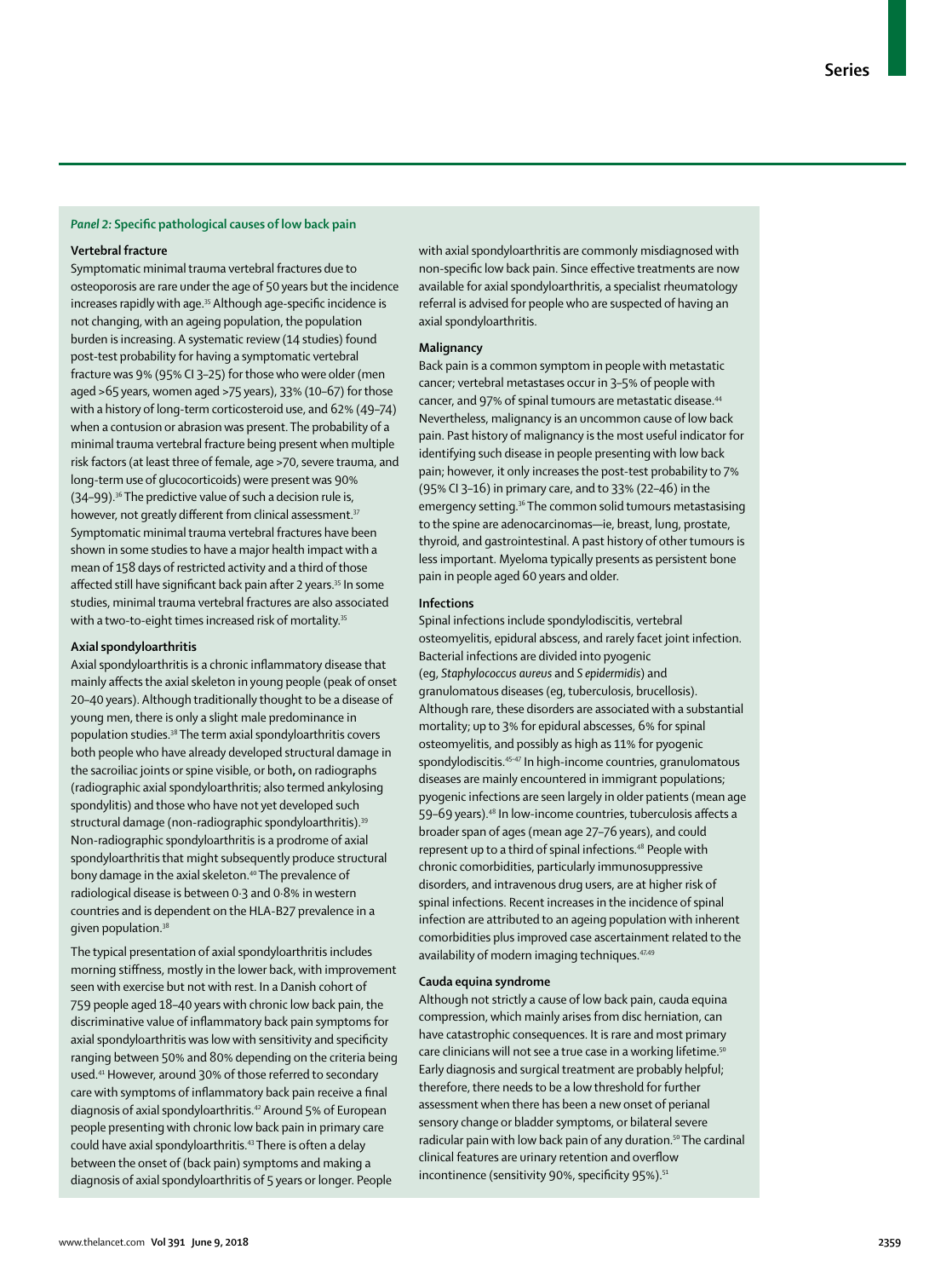### *Panel 2:* Specific pathological causes of low back pain

#### Vertebral fracture

Symptomatic minimal trauma vertebral fractures due to osteoporosis are rare under the age of 50 years but the incidence increases rapidly with age.[35] Although age-specific incidence is not changing, with an ageing population, the population burden is increasing. A systematic review (14 studies) found post-test probability for having a symptomatic vertebral fracture was 9% (95% CI 3–25) for those who were older (men aged >65 years, women aged >75 years), 33% (10–67) for those with a history of long-term corticosteroid use, and 62% (49–74) when a contusion or abrasion was present. The probability of a minimal trauma vertebral fracture being present when multiple risk factors (at least three of female, age >70, severe trauma, and long-term use of glucocorticoids) were present was 90% (34–99).[36] The predictive value of such a decision rule is, however, not greatly different from clinical assessment.[37] Symptomatic minimal trauma vertebral fractures have been shown in some studies to have a major health impact with a mean of 158 days of restricted activity and a third of those affected still have significant back pain after 2 years.[35] In some studies, minimal trauma vertebral fractures are also associated with a two-to-eight times increased risk of mortality.[35]

#### Axial spondyloarthritis

Axial spondyloarthritis is a chronic inflammatory disease that mainly affects the axial skeleton in young people (peak of onset 20–40 years). Although traditionally thought to be a disease of young men, there is only a slight male predominance in population studies.[38] The term axial spondyloarthritis covers both people who have already developed structural damage in the sacroiliac joints or spine visible, or both, on radiographs (radiographic axial spondyloarthritis; also termed ankylosing spondylitis) and those who have not yet developed such structural damage (non-radiographic spondyloarthritis).[39] Non-radiographic spondyloarthritis is a prodrome of axial spondyloarthritis that might subsequently produce structural bony damage in the axial skeleton.[40] The prevalence of radiological disease is between 0·3 and 0·8% in western countries and is dependent on the HLA-B27 prevalence in a given population.[38]

The typical presentation of axial spondyloarthritis includes morning stiffness, mostly in the lower back, with improvement seen with exercise but not with rest. In a Danish cohort of 759 people aged 18–40 years with chronic low back pain, the discriminative value of inflammatory back pain symptoms for axial spondyloarthritis was low with sensitivity and specificity ranging between 50% and 80% depending on the criteria being used.[41] However, around 30% of those referred to secondary care with symptoms of inflammatory back pain receive a final diagnosis of axial spondyloarthritis.[42] Around 5% of European people presenting with chronic low back pain in primary care could have axial spondyloarthritis.[43] There is often a delay between the onset of (back pain) symptoms and making a diagnosis of axial spondyloarthritis of 5 years or longer. People with axial spondyloarthritis are commonly misdiagnosed with non-specific low back pain. Since effective treatments are now available for axial spondyloarthritis, a specialist rheumatology referral is advised for people who are suspected of having an axial spondyloarthritis.

#### Malignancy

Back pain is a common symptom in people with metastatic cancer; vertebral metastases occur in 3–5% of people with cancer, and 97% of spinal tumours are metastatic disease.[44] Nevertheless, malignancy is an uncommon cause of low back pain. Past history of malignancy is the most useful indicator for identifying such disease in people presenting with low back pain; however, it only increases the post-test probability to 7% (95% CI 3–16) in primary care, and to 33% (22–46) in the emergency setting.[36] The common solid tumours metastasising to the spine are adenocarcinomas—ie, breast, lung, prostate, thyroid, and gastrointestinal. A past history of other tumours is less important. Myeloma typically presents as persistent bone pain in people aged 60 years and older.

#### Infections

Spinal infections include spondylodiscitis, vertebral osteomyelitis, epidural abscess, and rarely facet joint infection. Bacterial infections are divided into pyogenic (eg, *Staphylococcus aureus* and *S epidermidis*) and granulomatous diseases (eg, tuberculosis, brucellosis). Although rare, these disorders are associated with a substantial mortality; up to 3% for epidural abscesses, 6% for spinal osteomyelitis, and possibly as high as 11% for pyogenic spondylodiscitis.[45–47] In high-income countries, granulomatous diseases are mainly encountered in immigrant populations; pyogenic infections are seen largely in older patients (mean age 59–69 years).[48] In low-income countries, tuberculosis affects a broader span of ages (mean age 27–76 years), and could represent up to a third of spinal infections.[48] People with chronic comorbidities, particularly immunosuppressive disorders, and intravenous drug users, are at higher risk of spinal infections. Recent increases in the incidence of spinal infection are attributed to an ageing population with inherent comorbidities plus improved case ascertainment related to the availability of modern imaging techniques.[47,49]

#### Cauda equina syndrome

Although not strictly a cause of low back pain, cauda equina compression, which mainly arises from disc herniation, can have catastrophic consequences. It is rare and most primary care clinicians will not see a true case in a working lifetime.[50] Early diagnosis and surgical treatment are probably helpful; therefore, there needs to be a low threshold for further assessment when there has been a new onset of perianal sensory change or bladder symptoms, or bilateral severe radicular pain with low back pain of any duration.[50] The cardinal clinical features are urinary retention and overflow incontinence (sensitivity 90%, specificity 95%).[51]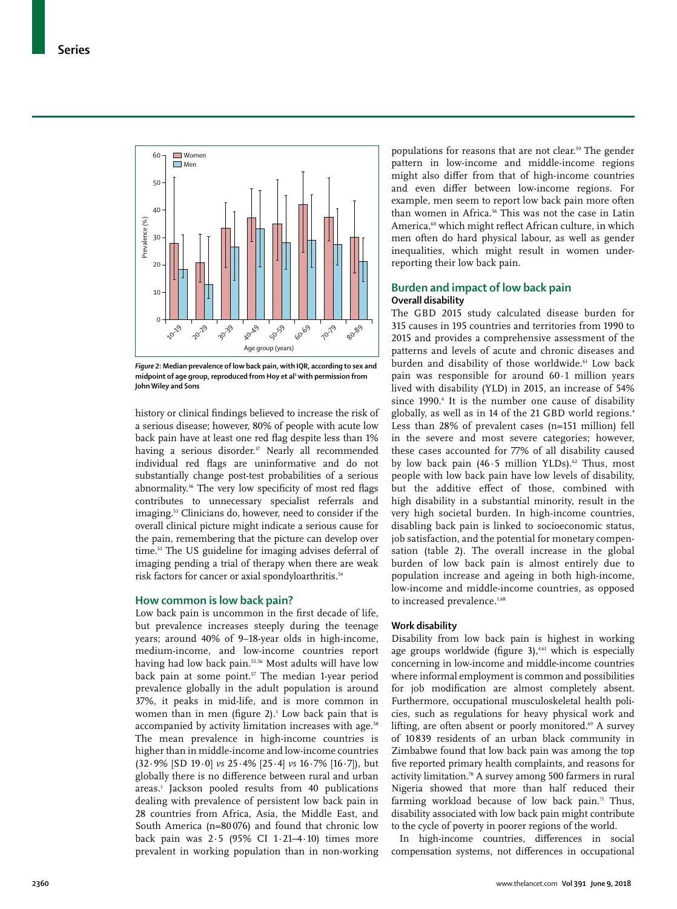Figure 2: Median prevalence of low back pain, with IQR, according to sex and midpoint of age group, reproduced from Hoy et al[1] with permission from John Wiley and Sons

history or clinical findings believed to increase the risk of a serious disease; however, 80% of people with acute low back pain have at least one red flag despite less than 1% having a serious disorder.[37] Nearly all recommended individual red flags are uninformative and do not substantially change post-test probabilities of a serious abnormality.[36] The very low specificity of most red flags contributes to unnecessary specialist referrals and imaging.[53] Clinicians do, however, need to consider if the overall clinical picture might indicate a serious cause for the pain, remembering that the picture can develop over time.[53] The US guideline for imaging advises deferral of imaging pending a trial of therapy when there are weak risk factors for cancer or axial spondyloarthritis.[54]

## How common is low back pain?

Low back pain is uncommon in the first decade of life, but prevalence increases steeply during the teenage years; around 40% of 9–18-year olds in high-income, medium-income, and low-income countries report having had low back pain.[55,56] Most adults will have low back pain at some point.[57] The median 1-year period prevalence globally in the adult population is around 37%, it peaks in mid-life, and is more common in women than in men (figure 2).[1] Low back pain that is accompanied by activity limitation increases with age.[58] The mean prevalence in high-income countries is higher than in middle-income and low-income countries (32·9% [SD 19·0] *vs* 25·4% [25·4] *vs* 16·7% [16·7]), but globally there is no difference between rural and urban areas.[1] Jackson pooled results from 40 publications dealing with prevalence of persistent low back pain in 28 countries from Africa, Asia, the Middle East, and South America (n=80 076) and found that chronic low back pain was 2·5 (95% CI 1·21–4·10) times more prevalent in working population than in non-working populations for reasons that are not clear.[59] The gender pattern in low-income and middle-income regions might also differ from that of high-income countries and even differ between low-income regions. For example, men seem to report low back pain more often than women in Africa.[56] This was not the case in Latin America,[60] which might reflect African culture, in which men often do hard physical labour, as well as gender inequalities, which might result in women under-reporting their low back pain.

## Burden and impact of low back pain

### Overall disability

The GBD 2015 study calculated disease burden for 315 causes in 195 countries and territories from 1990 to 2015 and provides a comprehensive assessment of the patterns and levels of acute and chronic diseases and burden and disability of those worldwide.[61] Low back pain was responsible for around 60·1 million years lived with disability (YLD) in 2015, an increase of 54% since 1990.[4] It is the number one cause of disability globally, as well as in 14 of the 21 GBD world regions.[4] Less than 28% of prevalent cases (n=151 million) fell in the severe and most severe categories; however, these cases accounted for 77% of all disability caused by low back pain (46·5 million YLDs).[62] Thus, most people with low back pain have low levels of disability, but the additive effect of those, combined with high disability in a substantial minority, result in the very high societal burden. In high-income countries, disabling back pain is linked to socioeconomic status, job satisfaction, and the potential for monetary compensation (table 2). The overall increase in the global burden of low back pain is almost entirely due to population increase and ageing in both high-income, low-income and middle-income countries, as opposed to increased prevalence.[1,68]

### Work disability

Disability from low back pain is highest in working age groups worldwide (figure 3),[4,61] which is especially concerning in low-income and middle-income countries where informal employment is common and possibilities for job modification are almost completely absent. Furthermore, occupational musculoskeletal health policies, such as regulations for heavy physical work and lifting, are often absent or poorly monitored.[69] A survey of 10 839 residents of an urban black community in Zimbabwe found that low back pain was among the top five reported primary health complaints, and reasons for activity limitation.[70] A survey among 500 farmers in rural Nigeria showed that more than half reduced their farming workload because of low back pain.[71] Thus, disability associated with low back pain might contribute to the cycle of poverty in poorer regions of the world.

In high-income countries, differences in social compensation systems, not differences in occupational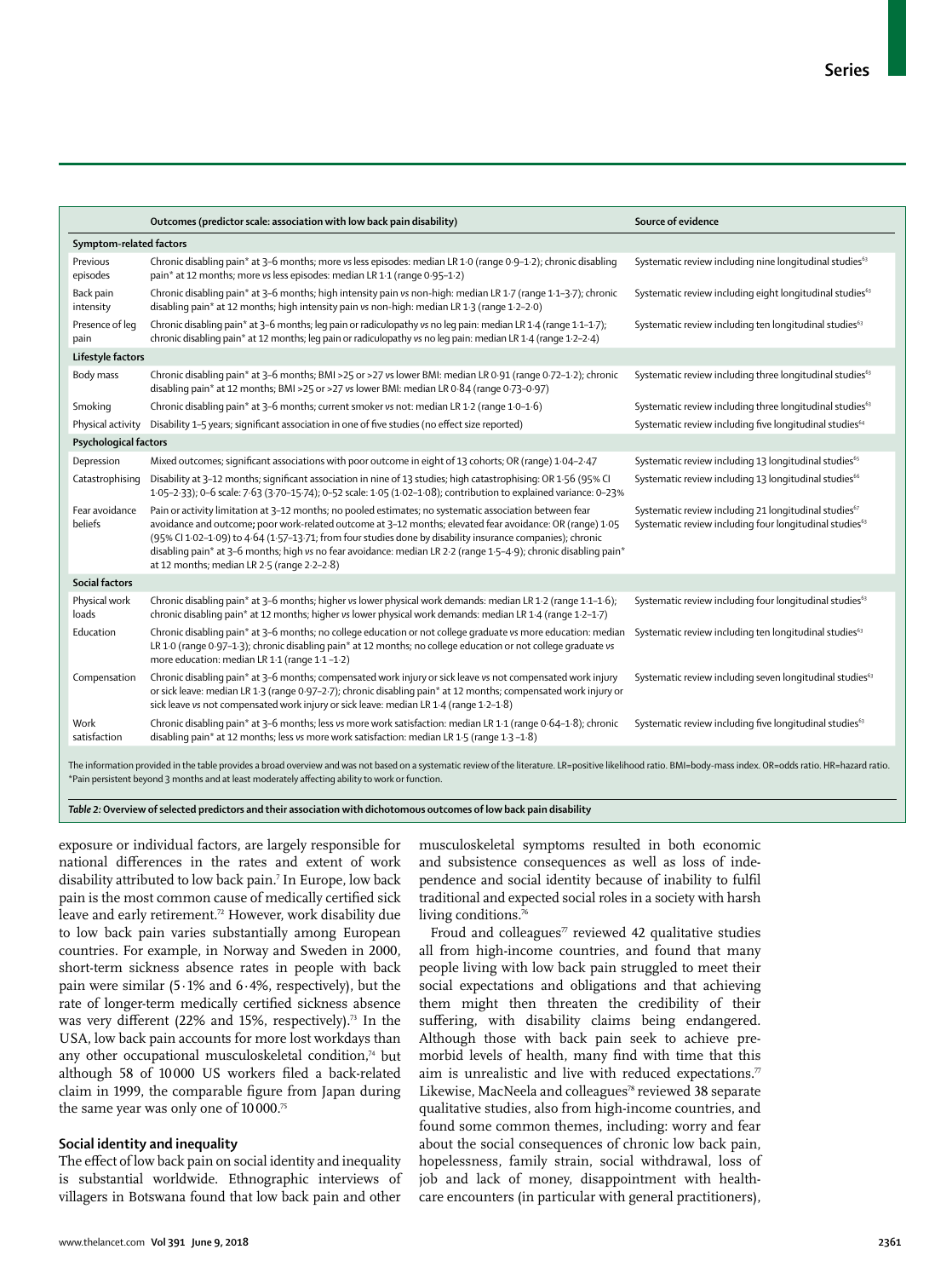| | Outcomes (predictor scale: association with low back pain disability) | Source of evidence |
|---|---|---|
| **Symptom-related factors** | | |
| Previous episodes | Chronic disabling pain* at 3–6 months; more vs less episodes: median LR 1·0 (range 0·9–1·2); chronic disabling pain* at 12 months; more vs less episodes: median LR 1·1 (range 0·95–1·2) | Systematic review including nine longitudinal studies[63] |
| Back pain intensity | Chronic disabling pain* at 3–6 months; high intensity pain vs non-high: median LR 1·7 (range 1·1–3·7); chronic disabling pain* at 12 months; high intensity pain vs non-high: median LR 1·3 (range 1·2–2·0) | Systematic review including eight longitudinal studies[63] |
| Presence of leg pain | Chronic disabling pain* at 3–6 months; leg pain or radiculopathy vs no leg pain: median LR 1·4 (range 1·1–1·7); chronic disabling pain* at 12 months; leg pain or radiculopathy vs no leg pain: median LR 1·4 (range 1·2–2·4) | Systematic review including ten longitudinal studies[63] |
| **Lifestyle factors** | | |
| Body mass | Chronic disabling pain* at 3–6 months; BMI >25 or >27 vs lower BMI: median LR 0·91 (range 0·72–1·2); chronic disabling pain* at 12 months; BMI >25 or >27 vs lower BMI: median LR 0·84 (range 0·73–0·97) | Systematic review including three longitudinal studies[63] |
| Smoking | Chronic disabling pain* at 3–6 months; current smoker vs not: median LR 1·2 (range 1·0–1·6) | Systematic review including three longitudinal studies[63] |
| Physical activity | Disability 1–5 years; significant association in one of five studies (no effect size reported) | Systematic review including five longitudinal studies[64] |
| **Psychological factors** | | |
| Depression | Mixed outcomes; significant associations with poor outcome in eight of 13 cohorts; OR (range) 1·04–2·47 | Systematic review including 13 longitudinal studies[65] |
| Catastrophising | Disability at 3–12 months; significant association in nine of 13 studies; high catastrophising: OR 1·56 (95% CI 1·05–2·33); 0–6 scale: 7·63 (3·70–15·74); 0–52 scale: 1·05 (1·02–1·08); contribution to explained variance: 0–23% | Systematic review including 13 longitudinal studies[66] |
| Fear avoidance beliefs | Pain or activity limitation at 3–12 months; no pooled estimates; no systematic association between fear avoidance and outcome; poor work-related outcome at 3–12 months; elevated fear avoidance: OR (range) 1·05 (95% CI 1·02–1·09) to 4·64 (1·57–13·71; from four studies done by disability insurance companies); chronic disabling pain* at 3–6 months; high vs no fear avoidance: median LR 2·2 (range 1·5–4·9); chronic disabling pain* at 12 months; median LR 2·5 (range 2·2–2·8) | Systematic review including 21 longitudinal studies[67] Systematic review including four longitudinal studies[63] |
| **Social factors** | | |
| Physical work loads | Chronic disabling pain* at 3–6 months; higher vs lower physical work demands: median LR 1·2 (range 1·1–1·6); chronic disabling pain* at 12 months; higher vs lower physical work demands: median LR 1·4 (range 1·2–1·7) | Systematic review including four longitudinal studies[63] |
| Education | Chronic disabling pain* at 3–6 months; no college education or not college graduate vs more education: median LR 1·0 (range 0·97–1·3); chronic disabling pain* at 12 months; no college education or not college graduate vs more education: median LR 1·1 (range 1·1 –1·2) | Systematic review including ten longitudinal studies[63] |
| Compensation | Chronic disabling pain* at 3–6 months; compensated work injury or sick leave vs not compensated work injury or sick leave: median LR 1·3 (range 0·97–2·7); chronic disabling pain* at 12 months; compensated work injury or sick leave vs not compensated work injury or sick leave: median LR 1·4 (range 1·2–1·8) | Systematic review including seven longitudinal studies[63] |
| Work satisfaction | Chronic disabling pain* at 3–6 months; less vs more work satisfaction: median LR 1·1 (range 0·64–1·8); chronic disabling pain* at 12 months; less vs more work satisfaction: median LR 1·5 (range 1·3 –1·8) | Systematic review including five longitudinal studies[63] |

The information provided in the table provides a broad overview and was not based on a systematic review of the literature. LR=positive likelihood ratio. BMI=body-mass index. OR=odds ratio. HR=hazard ratio. *Pain persistent beyond 3 months and at least moderately affecting ability to work or function.

*Table 2:* **Overview of selected predictors and their association with dichotomous outcomes of low back pain disability**

exposure or individual factors, are largely responsible for national differences in the rates and extent of work disability attributed to low back pain.[7] In Europe, low back pain is the most common cause of medically certified sick leave and early retirement.[72] However, work disability due to low back pain varies substantially among European countries. For example, in Norway and Sweden in 2000, short-term sickness absence rates in people with back pain were similar (5·1% and 6·4%, respectively), but the rate of longer-term medically certified sickness absence was very different (22% and 15%, respectively).[73] In the USA, low back pain accounts for more lost workdays than any other occupational musculoskeletal condition,[74] but although 58 of 10 000 US workers filed a back-related claim in 1999, the comparable figure from Japan during the same year was only one of 10 000.[75]

## Social identity and inequality

The effect of low back pain on social identity and inequality is substantial worldwide. Ethnographic interviews of villagers in Botswana found that low back pain and other musculoskeletal symptoms resulted in both economic and subsistence consequences as well as loss of independence and social identity because of inability to fulfil traditional and expected social roles in a society with harsh living conditions.[76]

Froud and colleagues[77] reviewed 42 qualitative studies all from high-income countries, and found that many people living with low back pain struggled to meet their social expectations and obligations and that achieving them might then threaten the credibility of their suffering, with disability claims being endangered. Although those with back pain seek to achieve premorbid levels of health, many find with time that this aim is unrealistic and live with reduced expectations.[77] Likewise, MacNeela and colleagues[78] reviewed 38 separate qualitative studies, also from high-income countries, and found some common themes, including: worry and fear about the social consequences of chronic low back pain, hopelessness, family strain, social withdrawal, loss of job and lack of money, disappointment with health-care encounters (in particular with general practitioners),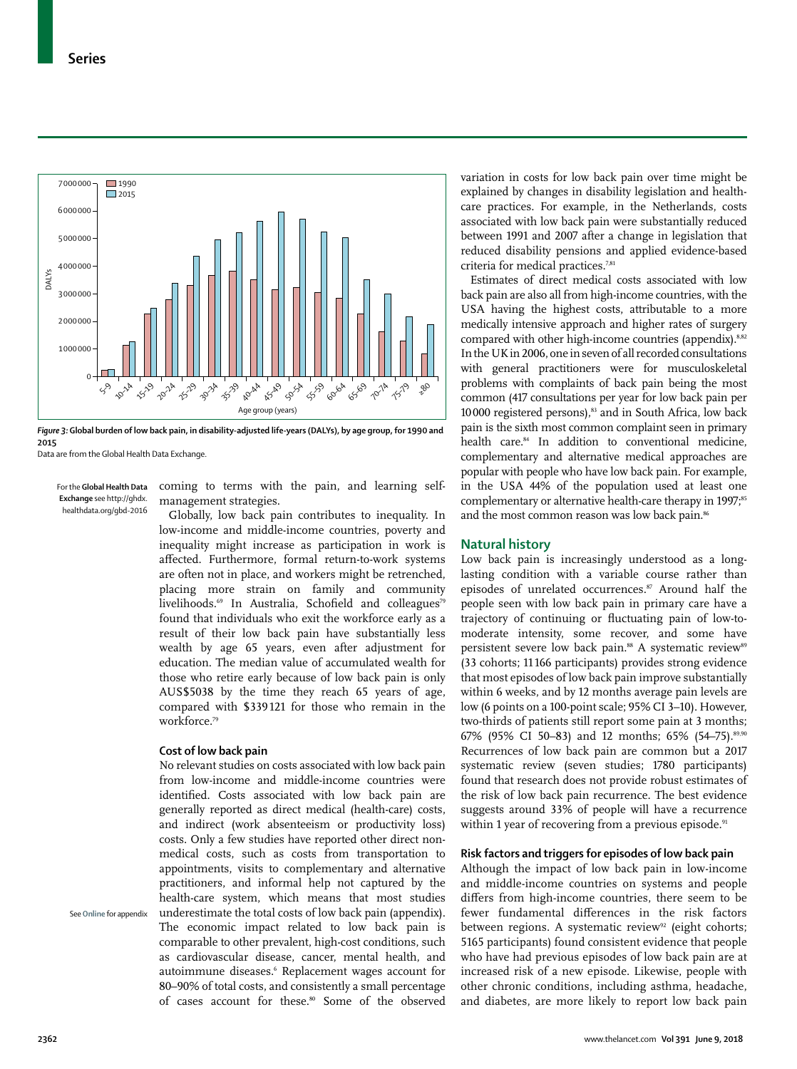Figure 3: Global burden of low back pain, in disability-adjusted life-years (DALYs), by age group, for 1990 and 2015

Data are from the Global Health Data Exchange.

For the **Global Health Data Exchange** see http://ghdx.healthdata.org/gbd-2016

coming to terms with the pain, and learning self-management strategies.

Globally, low back pain contributes to inequality. In low-income and middle-income countries, poverty and inequality might increase as participation in work is affected. Furthermore, formal return-to-work systems are often not in place, and workers might be retrenched, placing more strain on family and community livelihoods.[69] In Australia, Schofield and colleagues[79] found that individuals who exit the workforce early as a result of their low back pain have substantially less wealth by age 65 years, even after adjustment for education. The median value of accumulated wealth for those who retire early because of low back pain is only AUS$5038 by the time they reach 65 years of age, compared with $339 121 for those who remain in the workforce.[79]

### Cost of low back pain

No relevant studies on costs associated with low back pain from low-income and middle-income countries were identified. Costs associated with low back pain are generally reported as direct medical (health-care) costs, and indirect (work absenteeism or productivity loss) costs. Only a few studies have reported other direct non-medical costs, such as costs from transportation to appointments, visits to complementary and alternative practitioners, and informal help not captured by the health-care system, which means that most studies underestimate the total costs of low back pain (appendix). The economic impact related to low back pain is comparable to other prevalent, high-cost conditions, such as cardiovascular disease, cancer, mental health, and autoimmune diseases.[6] Replacement wages account for 80–90% of total costs, and consistently a small percentage of cases account for these.[80] Some of the observed variation in costs for low back pain over time might be explained by changes in disability legislation and health-care practices. For example, in the Netherlands, costs associated with low back pain were substantially reduced between 1991 and 2007 after a change in legislation that reduced disability pensions and applied evidence-based criteria for medical practices.[7,81]

See **Online** for appendix

Estimates of direct medical costs associated with low back pain are also all from high-income countries, with the USA having the highest costs, attributable to a more medically intensive approach and higher rates of surgery compared with other high-income countries (appendix).[8,82] In the UK in 2006, one in seven of all recorded consultations with general practitioners were for musculoskeletal problems with complaints of back pain being the most common (417 consultations per year for low back pain per 10 000 registered persons),[83] and in South Africa, low back pain is the sixth most common complaint seen in primary health care.[84] In addition to conventional medicine, complementary and alternative medical approaches are popular with people who have low back pain. For example, in the USA 44% of the population used at least one complementary or alternative health-care therapy in 1997;[85] and the most common reason was low back pain.[86]

## Natural history

Low back pain is increasingly understood as a long-lasting condition with a variable course rather than episodes of unrelated occurrences.[87] Around half the people seen with low back pain in primary care have a trajectory of continuing or fluctuating pain of low-to-moderate intensity, some recover, and some have persistent severe low back pain.[88] A systematic review[89] (33 cohorts; 11 166 participants) provides strong evidence that most episodes of low back pain improve substantially within 6 weeks, and by 12 months average pain levels are low (6 points on a 100-point scale; 95% CI 3–10). However, two-thirds of patients still report some pain at 3 months; 67% (95% CI 50–83) and 12 months; 65% (54–75).[89,90] Recurrences of low back pain are common but a 2017 systematic review (seven studies; 1780 participants) found that research does not provide robust estimates of the risk of low back pain recurrence. The best evidence suggests around 33% of people will have a recurrence within 1 year of recovering from a previous episode.[91]

### Risk factors and triggers for episodes of low back pain

Although the impact of low back pain in low-income and middle-income countries on systems and people differs from high-income countries, there seem to be fewer fundamental differences in the risk factors between regions. A systematic review[92] (eight cohorts; 5165 participants) found consistent evidence that people who have had previous episodes of low back pain are at increased risk of a new episode. Likewise, people with other chronic conditions, including asthma, headache, and diabetes, are more likely to report low back pain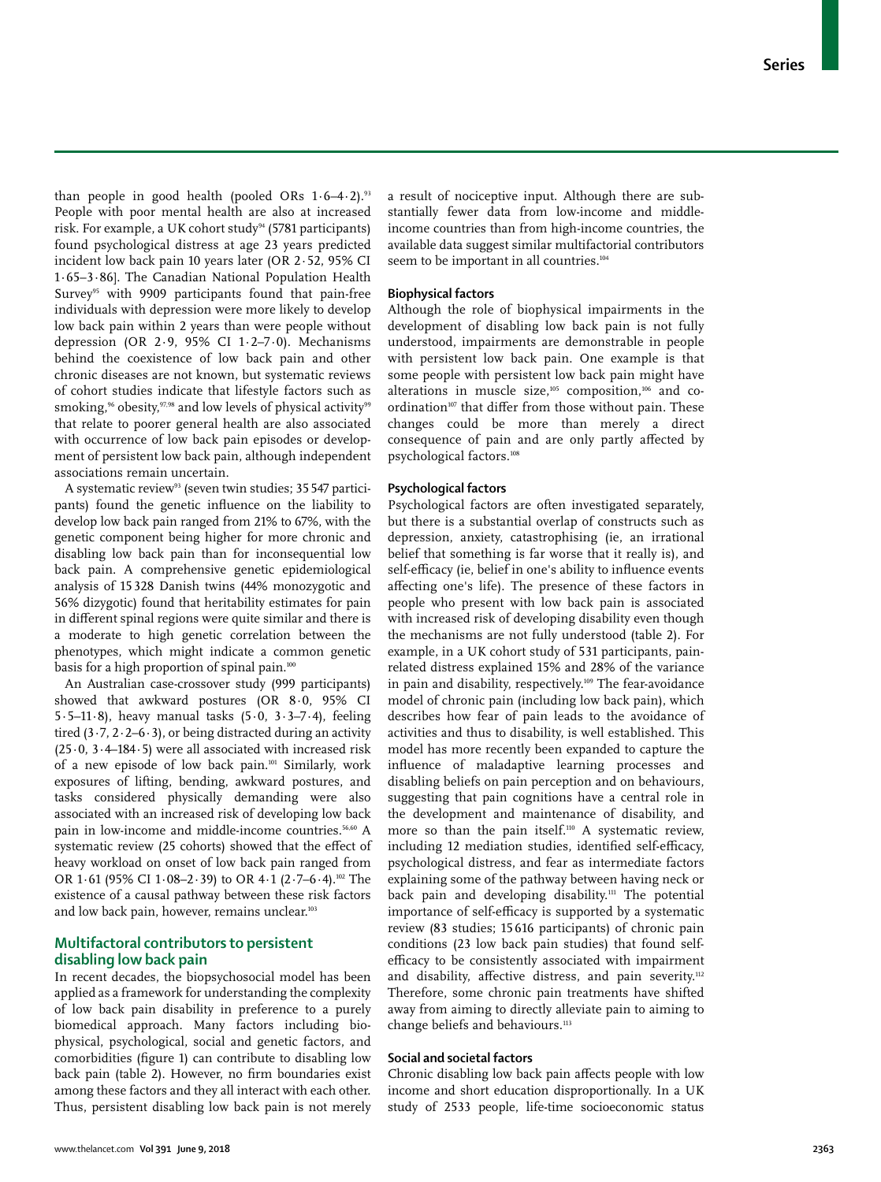than people in good health (pooled ORs 1·6–4·2).[93] People with poor mental health are also at increased risk. For example, a UK cohort study[94] (5781 participants) found psychological distress at age 23 years predicted incident low back pain 10 years later (OR 2·52, 95% CI 1·65–3·86]. The Canadian National Population Health Survey[95] with 9909 participants found that pain-free individuals with depression were more likely to develop low back pain within 2 years than were people without depression (OR 2·9, 95% CI 1·2–7·0). Mechanisms behind the coexistence of low back pain and other chronic diseases are not known, but systematic reviews of cohort studies indicate that lifestyle factors such as smoking,[96] obesity,[97,98] and low levels of physical activity[99] that relate to poorer general health are also associated with occurrence of low back pain episodes or development of persistent low back pain, although independent associations remain uncertain.

A systematic review[93] (seven twin studies; 35 547 participants) found the genetic influence on the liability to develop low back pain ranged from 21% to 67%, with the genetic component being higher for more chronic and disabling low back pain than for inconsequential low back pain. A comprehensive genetic epidemiological analysis of 15 328 Danish twins (44% monozygotic and 56% dizygotic) found that heritability estimates for pain in different spinal regions were quite similar and there is a moderate to high genetic correlation between the phenotypes, which might indicate a common genetic basis for a high proportion of spinal pain.[100]

An Australian case-crossover study (999 participants) showed that awkward postures (OR 8·0, 95% CI 5·5–11·8), heavy manual tasks (5·0, 3·3–7·4), feeling tired (3·7, 2·2–6·3), or being distracted during an activity (25·0, 3·4–184·5) were all associated with increased risk of a new episode of low back pain.[101] Similarly, work exposures of lifting, bending, awkward postures, and tasks considered physically demanding were also associated with an increased risk of developing low back pain in low-income and middle-income countries.[56,60] A systematic review (25 cohorts) showed that the effect of heavy workload on onset of low back pain ranged from OR 1·61 (95% CI 1·08–2·39) to OR 4·1 (2·7–6·4).[102] The existence of a causal pathway between these risk factors and low back pain, however, remains unclear.[103]

## Multifactoral contributors to persistent disabling low back pain

In recent decades, the biopsychosocial model has been applied as a framework for understanding the complexity of low back pain disability in preference to a purely biomedical approach. Many factors including biophysical, psychological, social and genetic factors, and comorbidities (figure 1) can contribute to disabling low back pain (table 2). However, no firm boundaries exist among these factors and they all interact with each other. Thus, persistent disabling low back pain is not merely a result of nociceptive input. Although there are substantially fewer data from low-income and middle-income countries than from high-income countries, the available data suggest similar multifactorial contributors seem to be important in all countries.[104]

### Biophysical factors

Although the role of biophysical impairments in the development of disabling low back pain is not fully understood, impairments are demonstrable in people with persistent low back pain. One example is that some people with persistent low back pain might have alterations in muscle size,[105] composition,[106] and co-ordination[107] that differ from those without pain. These changes could be more than merely a direct consequence of pain and are only partly affected by psychological factors.[108]

### Psychological factors

Psychological factors are often investigated separately, but there is a substantial overlap of constructs such as depression, anxiety, catastrophising (ie, an irrational belief that something is far worse that it really is), and self-efficacy (ie, belief in one's ability to influence events affecting one's life). The presence of these factors in people who present with low back pain is associated with increased risk of developing disability even though the mechanisms are not fully understood (table 2). For example, in a UK cohort study of 531 participants, pain-related distress explained 15% and 28% of the variance in pain and disability, respectively.[109] The fear-avoidance model of chronic pain (including low back pain), which describes how fear of pain leads to the avoidance of activities and thus to disability, is well established. This model has more recently been expanded to capture the influence of maladaptive learning processes and disabling beliefs on pain perception and on behaviours, suggesting that pain cognitions have a central role in the development and maintenance of disability, and more so than the pain itself.[110] A systematic review, including 12 mediation studies, identified self-efficacy, psychological distress, and fear as intermediate factors explaining some of the pathway between having neck or back pain and developing disability.[111] The potential importance of self-efficacy is supported by a systematic review (83 studies; 15 616 participants) of chronic pain conditions (23 low back pain studies) that found self-efficacy to be consistently associated with impairment and disability, affective distress, and pain severity.[112] Therefore, some chronic pain treatments have shifted away from aiming to directly alleviate pain to aiming to change beliefs and behaviours.[113]

### Social and societal factors

Chronic disabling low back pain affects people with low income and short education disproportionally. In a UK study of 2533 people, life-time socioeconomic status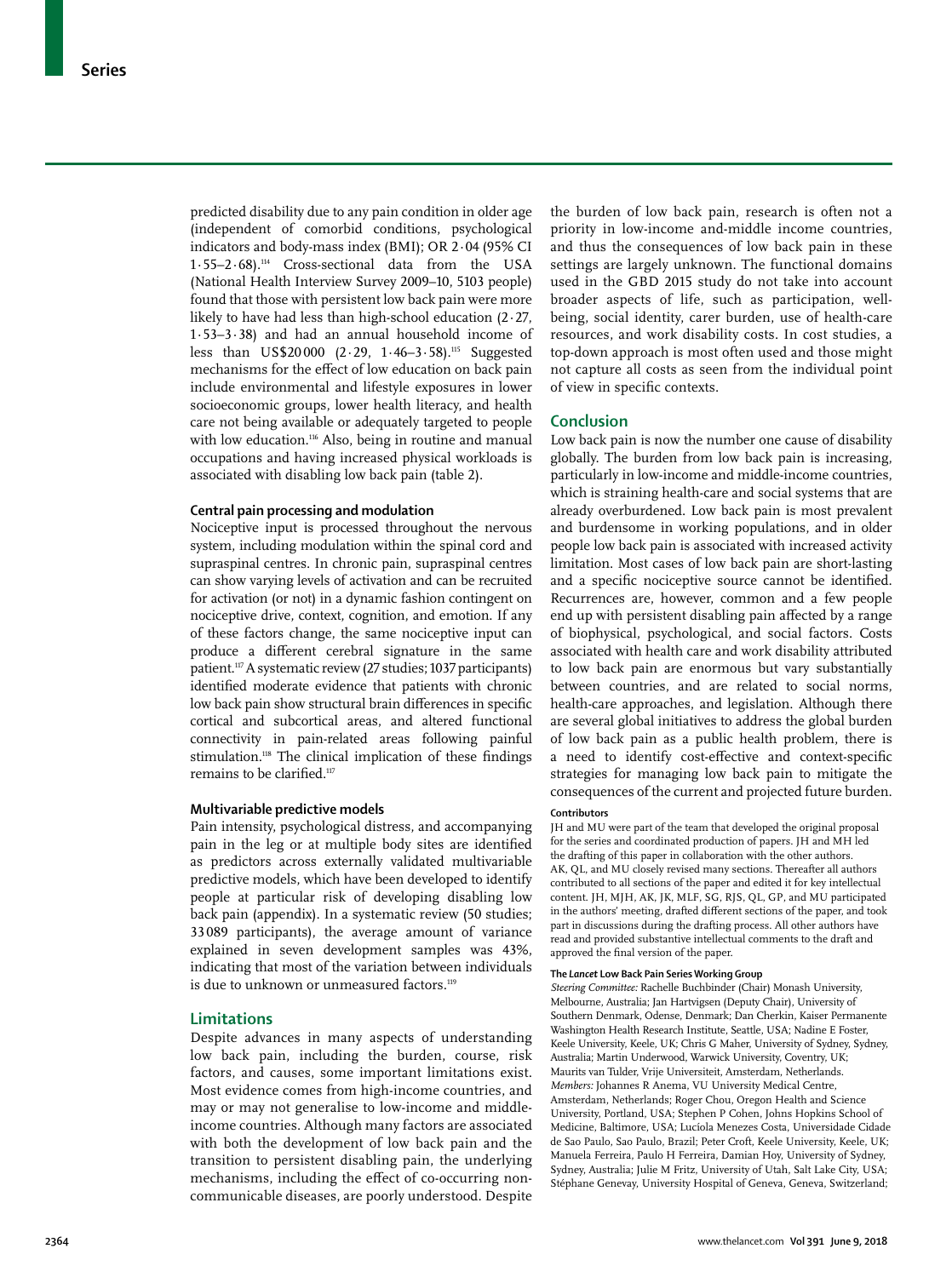predicted disability due to any pain condition in older age (independent of comorbid conditions, psychological indicators and body-mass index (BMI); OR 2·04 (95% CI 1·55–2·68).[114] Cross-sectional data from the USA (National Health Interview Survey 2009–10, 5103 people) found that those with persistent low back pain were more likely to have had less than high-school education (2·27, 1·53–3·38) and had an annual household income of less than US$20 000 (2·29, 1·46–3·58).[115] Suggested mechanisms for the effect of low education on back pain include environmental and lifestyle exposures in lower socioeconomic groups, lower health literacy, and health care not being available or adequately targeted to people with low education.[116] Also, being in routine and manual occupations and having increased physical workloads is associated with disabling low back pain (table 2).

### Central pain processing and modulation

Nociceptive input is processed throughout the nervous system, including modulation within the spinal cord and supraspinal centres. In chronic pain, supraspinal centres can show varying levels of activation and can be recruited for activation (or not) in a dynamic fashion contingent on nociceptive drive, context, cognition, and emotion. If any of these factors change, the same nociceptive input can produce a different cerebral signature in the same patient.[117] A systematic review (27 studies; 1037 participants) identified moderate evidence that patients with chronic low back pain show structural brain differences in specific cortical and subcortical areas, and altered functional connectivity in pain-related areas following painful stimulation.[118] The clinical implication of these findings remains to be clarified.[117]

### Multivariable predictive models

Pain intensity, psychological distress, and accompanying pain in the leg or at multiple body sites are identified as predictors across externally validated multivariable predictive models, which have been developed to identify people at particular risk of developing disabling low back pain (appendix). In a systematic review (50 studies; 33 089 participants), the average amount of variance explained in seven development samples was 43%, indicating that most of the variation between individuals is due to unknown or unmeasured factors.[119]

## Limitations

Despite advances in many aspects of understanding low back pain, including the burden, course, risk factors, and causes, some important limitations exist. Most evidence comes from high-income countries, and may or may not generalise to low-income and middle-income countries. Although many factors are associated with both the development of low back pain and the transition to persistent disabling pain, the underlying mechanisms, including the effect of co-occurring non-communicable diseases, are poorly understood. Despite the burden of low back pain, research is often not a priority in low-income and-middle income countries, and thus the consequences of low back pain in these settings are largely unknown. The functional domains used in the GBD 2015 study do not take into account broader aspects of life, such as participation, well-being, social identity, carer burden, use of health-care resources, and work disability costs. In cost studies, a top-down approach is most often used and those might not capture all costs as seen from the individual point of view in specific contexts.

## Conclusion

Low back pain is now the number one cause of disability globally. The burden from low back pain is increasing, particularly in low-income and middle-income countries, which is straining health-care and social systems that are already overburdened. Low back pain is most prevalent and burdensome in working populations, and in older people low back pain is associated with increased activity limitation. Most cases of low back pain are short-lasting and a specific nociceptive source cannot be identified. Recurrences are, however, common and a few people end up with persistent disabling pain affected by a range of biophysical, psychological, and social factors. Costs associated with health care and work disability attributed to low back pain are enormous but vary substantially between countries, and are related to social norms, health-care approaches, and legislation. Although there are several global initiatives to address the global burden of low back pain as a public health problem, there is a need to identify cost-effective and context-specific strategies for managing low back pain to mitigate the consequences of the current and projected future burden.

#### Contributors

JH and MU were part of the team that developed the original proposal for the series and coordinated production of papers. JH and MH led the drafting of this paper in collaboration with the other authors. AK, QL, and MU closely revised many sections. Thereafter all authors contributed to all sections of the paper and edited it for key intellectual content. JH, MJH, AK, JK, MLF, SG, RJS, QL, GP, and MU participated in the authors' meeting, drafted different sections of the paper, and took part in discussions during the drafting process. All other authors have read and provided substantive intellectual comments to the draft and approved the final version of the paper.

#### The *Lancet* Low Back Pain Series Working Group

*Steering Committee:* Rachelle Buchbinder (Chair) Monash University, Melbourne, Australia; Jan Hartvigsen (Deputy Chair), University of Southern Denmark, Odense, Denmark; Dan Cherkin, Kaiser Permanente Washington Health Research Institute, Seattle, USA; Nadine E Foster, Keele University, Keele, UK; Chris G Maher, University of Sydney, Sydney, Australia; Martin Underwood, Warwick University, Coventry, UK; Maurits van Tulder, Vrije Universiteit, Amsterdam, Netherlands. *Members:* Johannes R Anema, VU University Medical Centre, Amsterdam, Netherlands; Roger Chou, Oregon Health and Science University, Portland, USA; Stephen P Cohen, Johns Hopkins School of Medicine, Baltimore, USA; Lucíola Menezes Costa, Universidade Cidade de Sao Paulo, Sao Paulo, Brazil; Peter Croft, Keele University, Keele, UK; Manuela Ferreira, Paulo H Ferreira, Damian Hoy, University of Sydney, Sydney, Australia; Julie M Fritz, University of Utah, Salt Lake City, USA; Stéphane Genevay, University Hospital of Geneva, Geneva, Switzerland;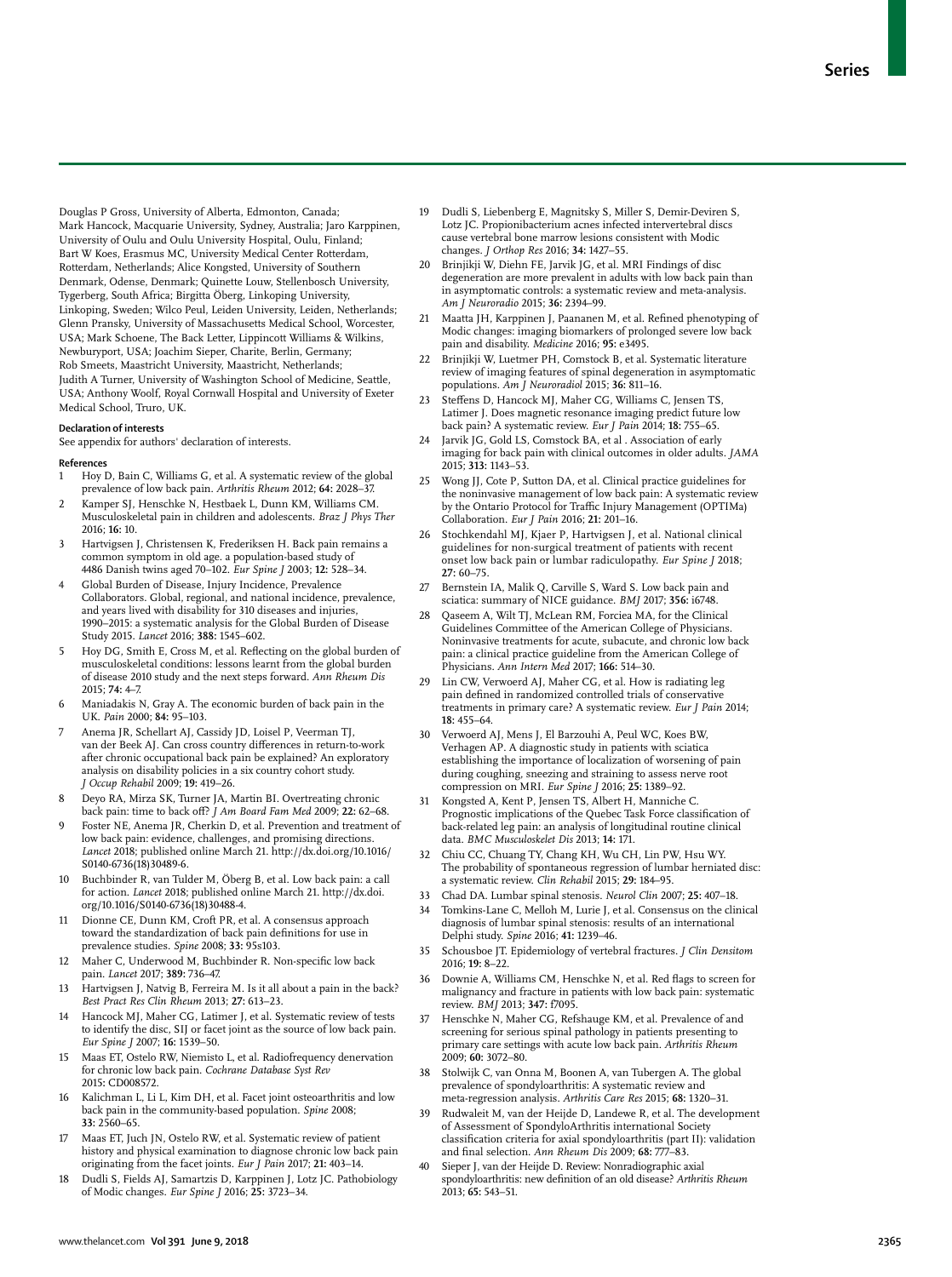Douglas P Gross, University of Alberta, Edmonton, Canada; Mark Hancock, Macquarie University, Sydney, Australia; Jaro Karppinen, University of Oulu and Oulu University Hospital, Oulu, Finland; Bart W Koes, Erasmus MC, University Medical Center Rotterdam, Rotterdam, Netherlands; Alice Kongsted, University of Southern Denmark, Odense, Denmark; Quinette Louw, Stellenbosch University, Tygerberg, South Africa; Birgitta Öberg, Linkoping University, Linkoping, Sweden; Wilco Peul, Leiden University, Leiden, Netherlands; Glenn Pransky, University of Massachusetts Medical School, Worcester, USA; Mark Schoene, The Back Letter, Lippincott Williams & Wilkins, Newburyport, USA; Joachim Sieper, Charite, Berlin, Germany; Rob Smeets, Maastricht University, Maastricht, Netherlands; Judith A Turner, University of Washington School of Medicine, Seattle, USA; Anthony Woolf, Royal Cornwall Hospital and University of Exeter Medical School, Truro, UK.

#### Declaration of interests

See appendix for authors' declaration of interests.

#### References

1. Hoy D, Bain C, Williams G, et al. A systematic review of the global prevalence of low back pain. *Arthritis Rheum* 2012; **64:** 2028–37.
2. Kamper SJ, Henschke N, Hestbaek L, Dunn KM, Williams CM. Musculoskeletal pain in children and adolescents. *Braz J Phys Ther* 2016; **16:** 10.
3. Hartvigsen J, Christensen K, Frederiksen H. Back pain remains a common symptom in old age. a population-based study of 4486 Danish twins aged 70–102. *Eur Spine J* 2003; **12:** 528–34.
4. Global Burden of Disease, Injury Incidence, Prevalence Collaborators. Global, regional, and national incidence, prevalence, and years lived with disability for 310 diseases and injuries, 1990–2015: a systematic analysis for the Global Burden of Disease Study 2015. *Lancet* 2016; **388:** 1545–602.
5. Hoy DG, Smith E, Cross M, et al. Reflecting on the global burden of musculoskeletal conditions: lessons learnt from the global burden of disease 2010 study and the next steps forward. *Ann Rheum Dis* 2015; **74:** 4–7.
6. Maniadakis N, Gray A. The economic burden of back pain in the UK. *Pain* 2000; **84:** 95–103.
7. Anema JR, Schellart AJ, Cassidy JD, Loisel P, Veerman TJ, van der Beek AJ. Can cross country differences in return-to-work after chronic occupational back pain be explained? An exploratory analysis on disability policies in a six country cohort study. *J Occup Rehabil* 2009; **19:** 419–26.
8. Deyo RA, Mirza SK, Turner JA, Martin BI. Overtreating chronic back pain: time to back off? *J Am Board Fam Med* 2009; **22:** 62–68.
9. Foster NE, Anema JR, Cherkin D, et al. Prevention and treatment of low back pain: evidence, challenges, and promising directions. *Lancet* 2018; published online March 21. http://dx.doi.org/10.1016/S0140-6736(18)30489-6.
10. Buchbinder R, van Tulder M, Öberg B, et al. Low back pain: a call for action. *Lancet* 2018; published online March 21. http://dx.doi.org/10.1016/S0140-6736(18)30488-4.
11. Dionne CE, Dunn KM, Croft PR, et al. A consensus approach toward the standardization of back pain definitions for use in prevalence studies. *Spine* 2008; **33:** 95s103.
12. Maher C, Underwood M, Buchbinder R. Non-specific low back pain. *Lancet* 2017; **389:** 736–47.
13. Hartvigsen J, Natvig B, Ferreira M. Is it all about a pain in the back? *Best Pract Res Clin Rheum* 2013; **27:** 613–23.
14. Hancock MJ, Maher CG, Latimer J, et al. Systematic review of tests to identify the disc, SIJ or facet joint as the source of low back pain. *Eur Spine J* 2007; **16:** 1539–50.
15. Maas ET, Ostelo RW, Niemisto L, et al. Radiofrequency denervation for chronic low back pain. *Cochrane Database Syst Rev* 2015: CD008572.
16. Kalichman L, Li L, Kim DH, et al. Facet joint osteoarthritis and low back pain in the community-based population. *Spine* 2008; **33:** 2560–65.
17. Maas ET, Juch JN, Ostelo RW, et al. Systematic review of patient history and physical examination to diagnose chronic low back pain originating from the facet joints. *Eur J Pain* 2017; **21:** 403–14.
18. Dudli S, Fields AJ, Samartzis D, Karppinen J, Lotz JC. Pathobiology of Modic changes. *Eur Spine J* 2016; **25:** 3723–34.
19. Dudli S, Liebenberg E, Magnitsky S, Miller S, Demir-Deviren S, Lotz JC. Propionibacterium acnes infected intervertebral discs cause vertebral bone marrow lesions consistent with Modic changes. *J Orthop Res* 2016; **34:** 1427–55.
20. Brinjikji W, Diehn FE, Jarvik JG, et al. MRI Findings of disc degeneration are more prevalent in adults with low back pain than in asymptomatic controls: a systematic review and meta-analysis. *Am J Neuroradio* 2015; **36:** 2394–99.
21. Maatta JH, Karppinen J, Paananen M, et al. Refined phenotyping of Modic changes: imaging biomarkers of prolonged severe low back pain and disability. *Medicine* 2016; **95:** e3495.
22. Brinjikji W, Luetmer PH, Comstock B, et al. Systematic literature review of imaging features of spinal degeneration in asymptomatic populations. *Am J Neuroradiol* 2015; **36:** 811–16.
23. Steffens D, Hancock MJ, Maher CG, Williams C, Jensen TS, Latimer J. Does magnetic resonance imaging predict future low back pain? A systematic review. *Eur J Pain* 2014; **18:** 755–65.
24. Jarvik JG, Gold LS, Comstock BA, et al . Association of early imaging for back pain with clinical outcomes in older adults. *JAMA* 2015; **313:** 1143–53.
25. Wong JJ, Cote P, Sutton DA, et al. Clinical practice guidelines for the noninvasive management of low back pain: A systematic review by the Ontario Protocol for Traffic Injury Management (OPTIMa) Collaboration. *Eur J Pain* 2016; **21:** 201–16.
26. Stochkendahl MJ, Kjaer P, Hartvigsen J, et al. National clinical guidelines for non-surgical treatment of patients with recent onset low back pain or lumbar radiculopathy. *Eur Spine J* 2018; **27:** 60–75.
27. Bernstein IA, Malik Q, Carville S, Ward S. Low back pain and sciatica: summary of NICE guidance. *BMJ* 2017; **356:** i6748.
28. Qaseem A, Wilt TJ, McLean RM, Forciea MA, for the Clinical Guidelines Committee of the American College of Physicians. Noninvasive treatments for acute, subacute, and chronic low back pain: a clinical practice guideline from the American College of Physicians. *Ann Intern Med* 2017; **166:** 514–30.
29. Lin CW, Verwoerd AJ, Maher CG, et al. How is radiating leg pain defined in randomized controlled trials of conservative treatments in primary care? A systematic review. *Eur J Pain* 2014; **18:** 455–64.
30. Verwoerd AJ, Mens J, El Barzouhi A, Peul WC, Koes BW, Verhagen AP. A diagnostic study in patients with sciatica establishing the importance of localization of worsening of pain during coughing, sneezing and straining to assess nerve root compression on MRI. *Eur Spine J* 2016; **25:** 1389–92.
31. Kongsted A, Kent P, Jensen TS, Albert H, Manniche C. Prognostic implications of the Quebec Task Force classification of back-related leg pain: an analysis of longitudinal routine clinical data. *BMC Musculoskelet Dis* 2013; **14:** 171.
32. Chiu CC, Chuang TY, Chang KH, Wu CH, Lin PW, Hsu WY. The probability of spontaneous regression of lumbar herniated disc: a systematic review. *Clin Rehabil* 2015; **29:** 184–95.
33. Chad DA. Lumbar spinal stenosis. *Neurol Clin* 2007; **25:** 407–18.
34. Tomkins-Lane C, Melloh M, Lurie J, et al. Consensus on the clinical diagnosis of lumbar spinal stenosis: results of an international Delphi study. *Spine* 2016; **41:** 1239–46.
35. Schousboe JT. Epidemiology of vertebral fractures. *J Clin Densitom* 2016; **19:** 8–22.
36. Downie A, Williams CM, Henschke N, et al. Red flags to screen for malignancy and fracture in patients with low back pain: systematic review. *BMJ* 2013; **347:** f7095.
37. Henschke N, Maher CG, Refshauge KM, et al. Prevalence of and screening for serious spinal pathology in patients presenting to primary care settings with acute low back pain. *Arthritis Rheum* 2009; **60:** 3072–80.
38. Stolwijk C, van Onna M, Boonen A, van Tubergen A. The global prevalence of spondyloarthritis: A systematic review and meta-regression analysis. *Arthritis Care Res* 2015; **68:** 1320–31.
39. Rudwaleit M, van der Heijde D, Landewe R, et al. The development of Assessment of SpondyloArthritis international Society classification criteria for axial spondyloarthritis (part II): validation and final selection. *Ann Rheum Dis* 2009; **68:** 777–83.
40. Sieper J, van der Heijde D. Review: Nonradiographic axial spondyloarthritis: new definition of an old disease? *Arthritis Rheum* 2013; **65:** 543–51.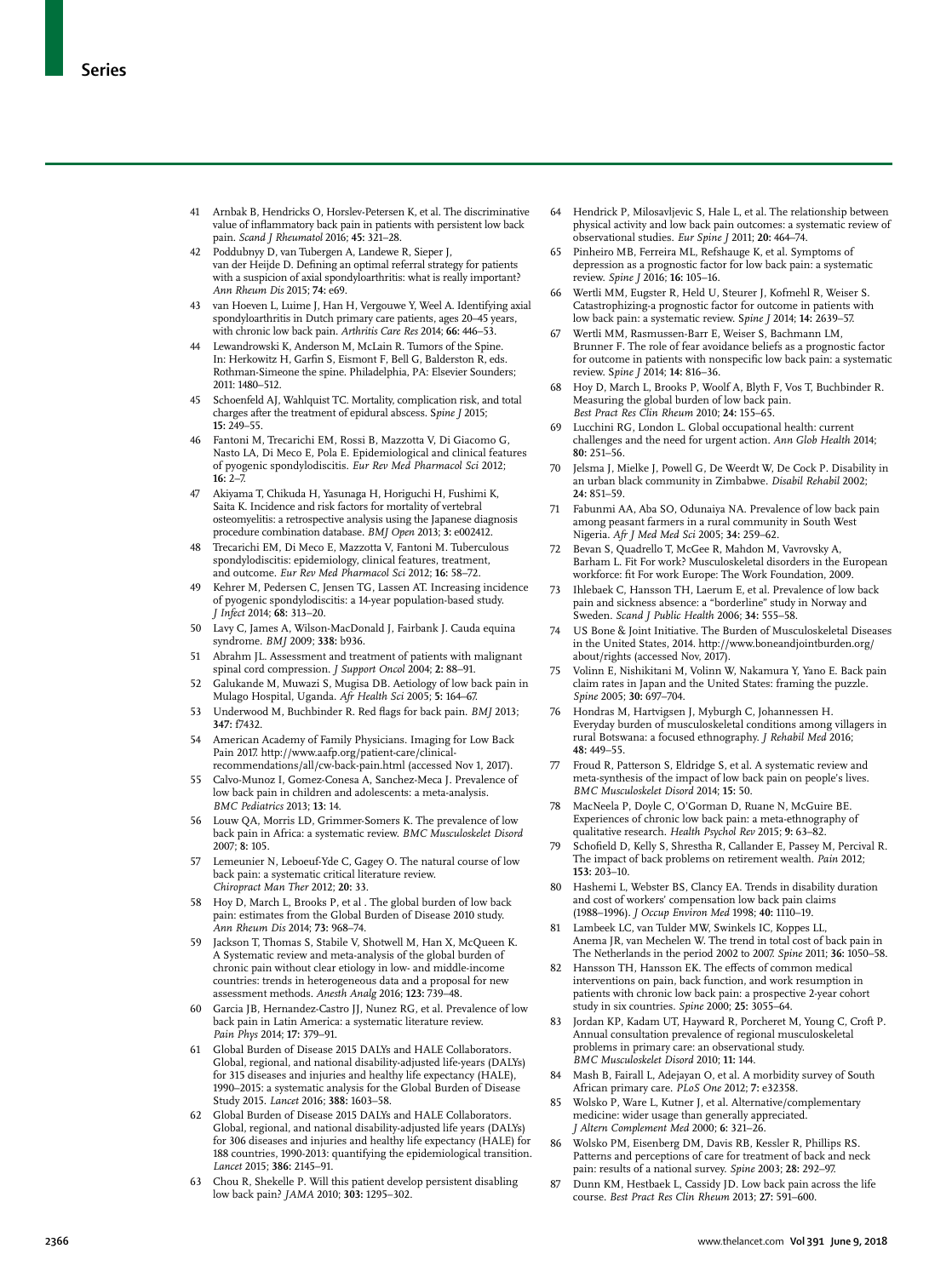41. Arnbak B, Hendricks O, Horslev-Petersen K, et al. The discriminative value of inflammatory back pain in patients with persistent low back pain. *Scand J Rheumatol* 2016; **45:** 321–28.
42. Poddubnyy D, van Tubergen A, Landewe R, Sieper J, van der Heijde D. Defining an optimal referral strategy for patients with a suspicion of axial spondyloarthritis: what is really important? *Ann Rheum Dis* 2015; **74:** e69.
43. van Hoeven L, Luime J, Han H, Vergouwe Y, Weel A. Identifying axial spondyloarthritis in Dutch primary care patients, ages 20–45 years, with chronic low back pain. *Arthritis Care Res* 2014; **66:** 446–53.
44. Lewandrowski K, Anderson M, McLain R. Tumors of the Spine. In: Herkowitz H, Garfin S, Eismont F, Bell G, Balderston R, eds. Rothman-Simeone the spine. Philadelphia, PA: Elsevier Sounders; 2011: 1480–512.
45. Schoenfeld AJ, Wahlquist TC. Mortality, complication risk, and total charges after the treatment of epidural abscess. *Spine J* 2015; **15:** 249–55.
46. Fantoni M, Trecarichi EM, Rossi B, Mazzotta V, Di Giacomo G, Nasto LA, Di Meco E, Pola E. Epidemiological and clinical features of pyogenic spondylodiscitis. *Eur Rev Med Pharmacol Sci* 2012; **16:** 2–7.
47. Akiyama T, Chikuda H, Yasunaga H, Horiguchi H, Fushimi K, Saita K. Incidence and risk factors for mortality of vertebral osteomyelitis: a retrospective analysis using the Japanese diagnosis procedure combination database. *BMJ Open* 2013; **3:** e002412.
48. Trecarichi EM, Di Meco E, Mazzotta V, Fantoni M. Tuberculous spondylodiscitis: epidemiology, clinical features, treatment, and outcome. *Eur Rev Med Pharmacol Sci* 2012; **16:** 58–72.
49. Kehrer M, Pedersen C, Jensen TG, Lassen AT. Increasing incidence of pyogenic spondylodiscitis: a 14-year population-based study. *J Infect* 2014; **68:** 313–20.
50. Lavy C, James A, Wilson-MacDonald J, Fairbank J. Cauda equina syndrome. *BMJ* 2009; **338:** b936.
51. Abrahm JL. Assessment and treatment of patients with malignant spinal cord compression. *J Support Oncol* 2004; **2:** 88–91.
52. Galukande M, Muwazi S, Mugisa DB. Aetiology of low back pain in Mulago Hospital, Uganda. *Afr Health Sci* 2005; **5:** 164–67.
53. Underwood M, Buchbinder R. Red flags for back pain. *BMJ* 2013; **347:** f7432.
54. American Academy of Family Physicians. Imaging for Low Back Pain 2017. http://www.aafp.org/patient-care/clinical-recommendations/all/cw-back-pain.html (accessed Nov 1, 2017).
55. Calvo-Munoz I, Gomez-Conesa A, Sanchez-Meca J. Prevalence of low back pain in children and adolescents: a meta-analysis. *BMC Pediatrics* 2013; **13:** 14.
56. Louw QA, Morris LD, Grimmer-Somers K. The prevalence of low back pain in Africa: a systematic review. *BMC Musculoskelet Disord* 2007; **8:** 105.
57. Lemeunier N, Leboeuf-Yde C, Gagey O. The natural course of low back pain: a systematic critical literature review. *Chiropract Man Ther* 2012; **20:** 33.
58. Hoy D, March L, Brooks P, et al . The global burden of low back pain: estimates from the Global Burden of Disease 2010 study. *Ann Rheum Dis* 2014; **73:** 968–74.
59. Jackson T, Thomas S, Stabile V, Shotwell M, Han X, McQueen K. A Systematic review and meta-analysis of the global burden of chronic pain without clear etiology in low- and middle-income countries: trends in heterogeneous data and a proposal for new assessment methods. *Anesth Analg* 2016; **123:** 739–48.
60. Garcia JB, Hernandez-Castro JJ, Nunez RG, et al. Prevalence of low back pain in Latin America: a systematic literature review. *Pain Phys* 2014; **17:** 379–91.
61. Global Burden of Disease 2015 DALYs and HALE Collaborators. Global, regional, and national disability-adjusted life-years (DALYs) for 315 diseases and injuries and healthy life expectancy (HALE), 1990–2015: a systematic analysis for the Global Burden of Disease Study 2015. *Lancet* 2016; **388:** 1603–58.
62. Global Burden of Disease 2015 DALYs and HALE Collaborators. Global, regional, and national disability-adjusted life years (DALYs) for 306 diseases and injuries and healthy life expectancy (HALE) for 188 countries, 1990-2013: quantifying the epidemiological transition. *Lancet* 2015; **386:** 2145–91.
63. Chou R, Shekelle P. Will this patient develop persistent disabling low back pain? *JAMA* 2010; **303:** 1295–302.
64. Hendrick P, Milosavljevic S, Hale L, et al. The relationship between physical activity and low back pain outcomes: a systematic review of observational studies. *Eur Spine J* 2011; **20:** 464–74.
65. Pinheiro MB, Ferreira ML, Refshauge K, et al. Symptoms of depression as a prognostic factor for low back pain: a systematic review. *Spine J* 2016; **16:** 105–16.
66. Wertli MM, Eugster R, Held U, Steurer J, Kofmehl R, Weiser S. Catastrophizing-a prognostic factor for outcome in patients with low back pain: a systematic review. *Spine J* 2014; **14:** 2639–57.
67. Wertli MM, Rasmussen-Barr E, Weiser S, Bachmann LM, Brunner F. The role of fear avoidance beliefs as a prognostic factor for outcome in patients with nonspecific low back pain: a systematic review. *Spine J* 2014; **14:** 816–36.
68. Hoy D, March L, Brooks P, Woolf A, Blyth F, Vos T, Buchbinder R. Measuring the global burden of low back pain. *Best Pract Res Clin Rheum* 2010; **24:** 155–65.
69. Lucchini RG, London L. Global occupational health: current challenges and the need for urgent action. *Ann Glob Health* 2014; **80:** 251–56.
70. Jelsma J, Mielke J, Powell G, De Weerdt W, De Cock P. Disability in an urban black community in Zimbabwe. *Disabil Rehabil* 2002; **24:** 851–59.
71. Fabunmi AA, Aba SO, Odunaiya NA. Prevalence of low back pain among peasant farmers in a rural community in South West Nigeria. *Afr J Med Med Sci* 2005; **34:** 259–62.
72. Bevan S, Quadrello T, McGee R, Mahdon M, Vavrovsky A, Barham L. Fit For work? Musculoskeletal disorders in the European workforce: fit For work Europe: The Work Foundation, 2009.
73. Ihlebaek C, Hansson TH, Laerum E, et al. Prevalence of low back pain and sickness absence: a "borderline" study in Norway and Sweden. *Scand J Public Health* 2006; **34:** 555–58.
74. US Bone & Joint Initiative. The Burden of Musculoskeletal Diseases in the United States, 2014. http://www.boneandjointburden.org/about/rights (accessed Nov, 2017).
75. Volinn E, Nishikitani M, Volinn W, Nakamura Y, Yano E. Back pain claim rates in Japan and the United States: framing the puzzle. *Spine* 2005; **30:** 697–704.
76. Hondras M, Hartvigsen J, Myburgh C, Johannessen H. Everyday burden of musculoskeletal conditions among villagers in rural Botswana: a focused ethnography. *J Rehabil Med* 2016; **48:** 449–55.
77. Froud R, Patterson S, Eldridge S, et al. A systematic review and meta-synthesis of the impact of low back pain on people's lives. *BMC Musculoskelet Disord* 2014; **15:** 50.
78. MacNeela P, Doyle C, O'Gorman D, Ruane N, McGuire BE. Experiences of chronic low back pain: a meta-ethnography of qualitative research. *Health Psychol Rev* 2015; **9:** 63–82.
79. Schofield D, Kelly S, Shrestha R, Callander E, Passey M, Percival R. The impact of back problems on retirement wealth. *Pain* 2012; **153:** 203–10.
80. Hashemi L, Webster BS, Clancy EA. Trends in disability duration and cost of workers' compensation low back pain claims (1988–1996). *J Occup Environ Med* 1998; **40:** 1110–19.
81. Lambeek LC, van Tulder MW, Swinkels IC, Koppes LL, Anema JR, van Mechelen W. The trend in total cost of back pain in The Netherlands in the period 2002 to 2007. *Spine* 2011; **36:** 1050–58.
82. Hansson TH, Hansson EK. The effects of common medical interventions on pain, back function, and work resumption in patients with chronic low back pain: a prospective 2-year cohort study in six countries. *Spine* 2000; **25:** 3055–64.
83. Jordan KP, Kadam UT, Hayward R, Porcheret M, Young C, Croft P. Annual consultation prevalence of regional musculoskeletal problems in primary care: an observational study. *BMC Musculoskelet Disord* 2010; **11:** 144.
84. Mash B, Fairall L, Adejayan O, et al. A morbidity survey of South African primary care. *PLoS One* 2012; **7:** e32358.
85. Wolsko P, Ware L, Kutner J, et al. Alternative/complementary medicine: wider usage than generally appreciated. *J Altern Complement Med* 2000; **6:** 321–26.
86. Wolsko PM, Eisenberg DM, Davis RB, Kessler R, Phillips RS. Patterns and perceptions of care for treatment of back and neck pain: results of a national survey. *Spine* 2003; **28:** 292–97.
87. Dunn KM, Hestbaek L, Cassidy JD. Low back pain across the life course. *Best Pract Res Clin Rheum* 2013; **27:** 591–600.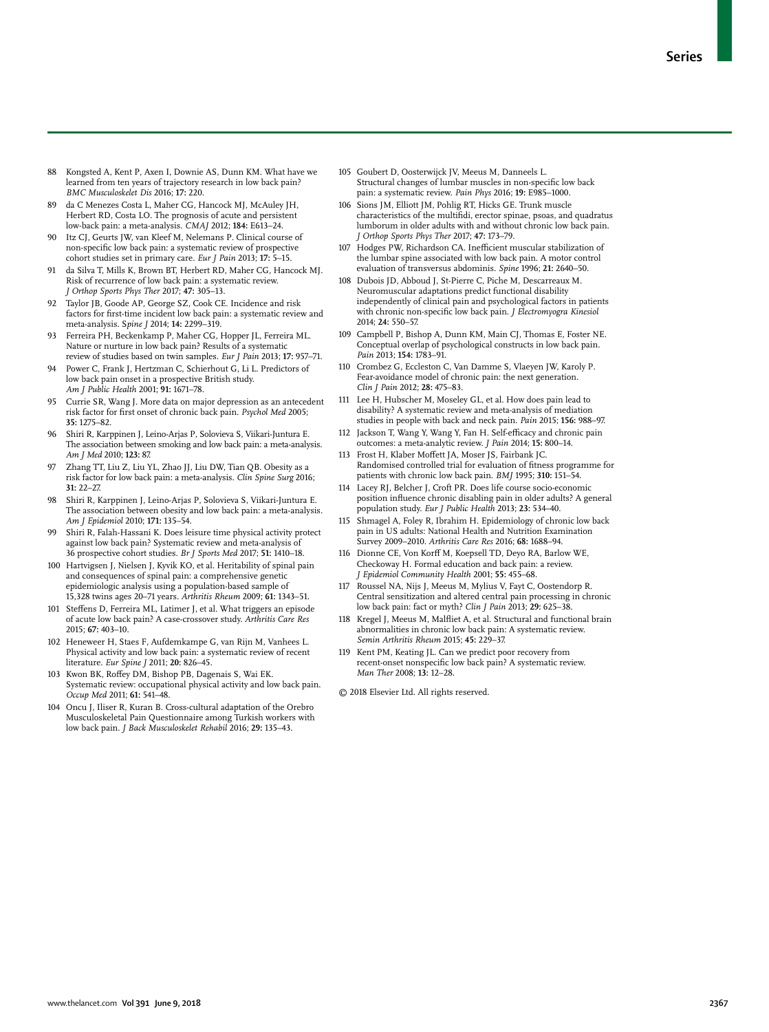88 Kongsted A, Kent P, Axen I, Downie AS, Dunn KM. What have we learned from ten years of trajectory research in low back pain? *BMC Musculoskelet Dis* 2016; **17:** 220.

89 da C Menezes Costa L, Maher CG, Hancock MJ, McAuley JH, Herbert RD, Costa LO. The prognosis of acute and persistent low-back pain: a meta-analysis. *CMAJ* 2012; **184:** E613–24.

90 Itz CJ, Geurts JW, van Kleef M, Nelemans P. Clinical course of non-specific low back pain: a systematic review of prospective cohort studies set in primary care. *Eur J Pain* 2013; **17:** 5–15.

91 da Silva T, Mills K, Brown BT, Herbert RD, Maher CG, Hancock MJ. Risk of recurrence of low back pain: a systematic review. *J Orthop Sports Phys Ther* 2017; **47:** 305–13.

92 Taylor JB, Goode AP, George SZ, Cook CE. Incidence and risk factors for first-time incident low back pain: a systematic review and meta-analysis. *Spine J* 2014; **14:** 2299–319.

93 Ferreira PH, Beckenkamp P, Maher CG, Hopper JL, Ferreira ML. Nature or nurture in low back pain? Results of a systematic review of studies based on twin samples. *Eur J Pain* 2013; **17:** 957–71.

94 Power C, Frank J, Hertzman C, Schierhout G, Li L. Predictors of low back pain onset in a prospective British study. *Am J Public Health* 2001; **91:** 1671–78.

95 Currie SR, Wang J. More data on major depression as an antecedent risk factor for first onset of chronic back pain. *Psychol Med* 2005; **35:** 1275–82.

96 Shiri R, Karppinen J, Leino-Arjas P, Solovieva S, Viikari-Juntura E. The association between smoking and low back pain: a meta-analysis. *Am J Med* 2010; **123:** 87.

97 Zhang TT, Liu Z, Liu YL, Zhao JJ, Liu DW, Tian QB. Obesity as a risk factor for low back pain: a meta-analysis. *Clin Spine Surg* 2016; **31:** 22–27.

98 Shiri R, Karppinen J, Leino-Arjas P, Solovieva S, Viikari-Juntura E. The association between obesity and low back pain: a meta-analysis. *Am J Epidemiol* 2010; **171:** 135–54.

99 Shiri R, Falah-Hassani K. Does leisure time physical activity protect against low back pain? Systematic review and meta-analysis of 36 prospective cohort studies. *Br J Sports Med* 2017; **51:** 1410–18.

100 Hartvigsen J, Nielsen J, Kyvik KO, et al. Heritability of spinal pain and consequences of spinal pain: a comprehensive genetic epidemiologic analysis using a population-based sample of 15,328 twins ages 20–71 years. *Arthritis Rheum* 2009; **61:** 1343–51.

101 Steffens D, Ferreira ML, Latimer J, et al. What triggers an episode of acute low back pain? A case-crossover study. *Arthritis Care Res* 2015; **67:** 403–10.

102 Heneweer H, Staes F, Aufdemkampe G, van Rijn M, Vanhees L. Physical activity and low back pain: a systematic review of recent literature. *Eur Spine J* 2011; **20:** 826–45.

103 Kwon BK, Roffey DM, Bishop PB, Dagenais S, Wai EK. Systematic review: occupational physical activity and low back pain. *Occup Med* 2011; **61:** 541–48.

104 Oncu J, Iliser R, Kuran B. Cross-cultural adaptation of the Orebro Musculoskeletal Pain Questionnaire among Turkish workers with low back pain. *J Back Musculoskelet Rehabil* 2016; **29:** 135–43.

105 Goubert D, Oosterwijck JV, Meeus M, Danneels L. Structural changes of lumbar muscles in non-specific low back pain: a systematic review. *Pain Phys* 2016; **19:** E985–1000.

106 Sions JM, Elliott JM, Pohlig RT, Hicks GE. Trunk muscle characteristics of the multifidi, erector spinae, psoas, and quadratus lumborum in older adults with and without chronic low back pain. *J Orthop Sports Phys Ther* 2017; **47:** 173–79.

107 Hodges PW, Richardson CA. Inefficient muscular stabilization of the lumbar spine associated with low back pain. A motor control evaluation of transversus abdominis. *Spine* 1996; **21:** 2640–50.

108 Dubois JD, Abboud J, St-Pierre C, Piche M, Descarreaux M. Neuromuscular adaptations predict functional disability independently of clinical pain and psychological factors in patients with chronic non-specific low back pain. *J Electromyogra Kinesiol* 2014; **24:** 550–57.

109 Campbell P, Bishop A, Dunn KM, Main CJ, Thomas E, Foster NE. Conceptual overlap of psychological constructs in low back pain. *Pain* 2013; **154:** 1783–91.

110 Crombez G, Eccleston C, Van Damme S, Vlaeyen JW, Karoly P. Fear-avoidance model of chronic pain: the next generation. *Clin J Pain* 2012; **28:** 475–83.

111 Lee H, Hubscher M, Moseley GL, et al. How does pain lead to disability? A systematic review and meta-analysis of mediation studies in people with back and neck pain. *Pain* 2015; **156:** 988–97.

112 Jackson T, Wang Y, Wang Y, Fan H. Self-efficacy and chronic pain outcomes: a meta-analytic review. *J Pain* 2014; **15:** 800–14.

113 Frost H, Klaber Moffett JA, Moser JS, Fairbank JC. Randomised controlled trial for evaluation of fitness programme for patients with chronic low back pain. *BMJ* 1995; **310:** 151–54.

114 Lacey RJ, Belcher J, Croft PR. Does life course socio-economic position influence chronic disabling pain in older adults? A general population study. *Eur J Public Health* 2013; **23:** 534–40.

115 Shmagel A, Foley R, Ibrahim H. Epidemiology of chronic low back pain in US adults: National Health and Nutrition Examination Survey 2009–2010. *Arthritis Care Res* 2016; **68:** 1688–94.

116 Dionne CE, Von Korff M, Koepsell TD, Deyo RA, Barlow WE, Checkoway H. Formal education and back pain: a review. *J Epidemiol Community Health* 2001; **55:** 455–68.

117 Roussel NA, Nijs J, Meeus M, Mylius V, Fayt C, Oostendorp R. Central sensitization and altered central pain processing in chronic low back pain: fact or myth? *Clin J Pain* 2013; **29:** 625–38.

118 Kregel J, Meeus M, Malfliet A, et al. Structural and functional brain abnormalities in chronic low back pain: A systematic review. *Semin Arthritis Rheum* 2015; **45:** 229–37.

119 Kent PM, Keating JL. Can we predict poor recovery from recent-onset nonspecific low back pain? A systematic review. *Man Ther* 2008; **13:** 12–28.

© 2018 Elsevier Ltd. All rights reserved.